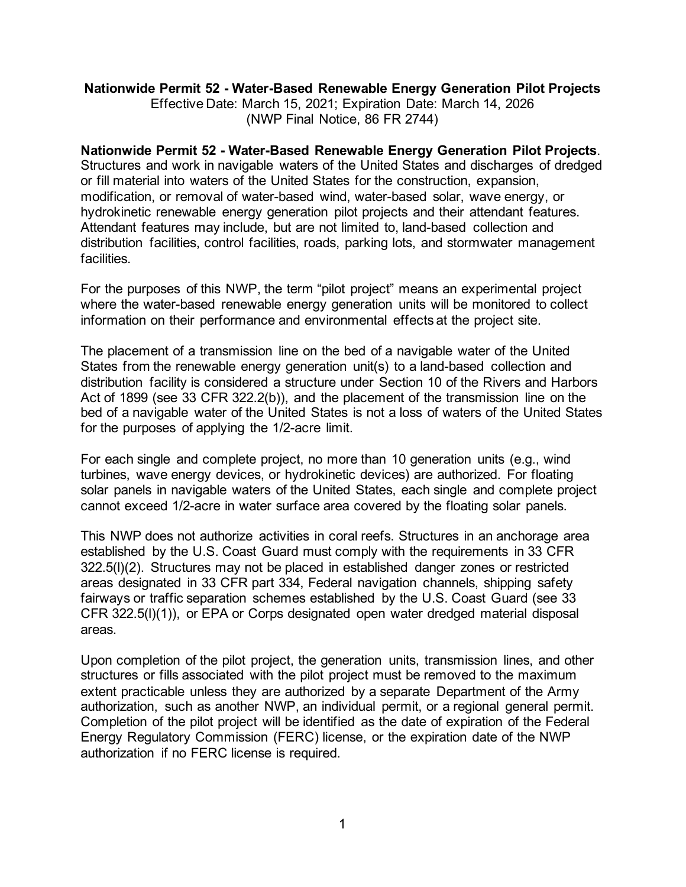## Nationwide Permit 52 - Water-Based Renewable Energy Generation Pilot Projects

Effective Date: March 15, 2021; Expiration Date: March 14, 2026
(NWP Final Notice, 86 FR 2744)

**Nationwide Permit 52 - Water-Based Renewable Energy Generation Pilot Projects**. Structures and work in navigable waters of the United States and discharges of dredged or fill material into waters of the United States for the construction, expansion, modification, or removal of water-based wind, water-based solar, wave energy, or hydrokinetic renewable energy generation pilot projects and their attendant features. Attendant features may include, but are not limited to, land-based collection and distribution facilities, control facilities, roads, parking lots, and stormwater management facilities.

For the purposes of this NWP, the term "pilot project" means an experimental project where the water-based renewable energy generation units will be monitored to collect information on their performance and environmental effects at the project site.

The placement of a transmission line on the bed of a navigable water of the United States from the renewable energy generation unit(s) to a land-based collection and distribution facility is considered a structure under Section 10 of the Rivers and Harbors Act of 1899 (see 33 CFR 322.2(b)), and the placement of the transmission line on the bed of a navigable water of the United States is not a loss of waters of the United States for the purposes of applying the 1/2-acre limit.

For each single and complete project, no more than 10 generation units (e.g., wind turbines, wave energy devices, or hydrokinetic devices) are authorized. For floating solar panels in navigable waters of the United States, each single and complete project cannot exceed 1/2-acre in water surface area covered by the floating solar panels.

This NWP does not authorize activities in coral reefs. Structures in an anchorage area established by the U.S. Coast Guard must comply with the requirements in 33 CFR 322.5(l)(2). Structures may not be placed in established danger zones or restricted areas designated in 33 CFR part 334, Federal navigation channels, shipping safety fairways or traffic separation schemes established by the U.S. Coast Guard (see 33 CFR 322.5(l)(1)), or EPA or Corps designated open water dredged material disposal areas.

Upon completion of the pilot project, the generation units, transmission lines, and other structures or fills associated with the pilot project must be removed to the maximum extent practicable unless they are authorized by a separate Department of the Army authorization, such as another NWP, an individual permit, or a regional general permit. Completion of the pilot project will be identified as the date of expiration of the Federal Energy Regulatory Commission (FERC) license, or the expiration date of the NWP authorization if no FERC license is required.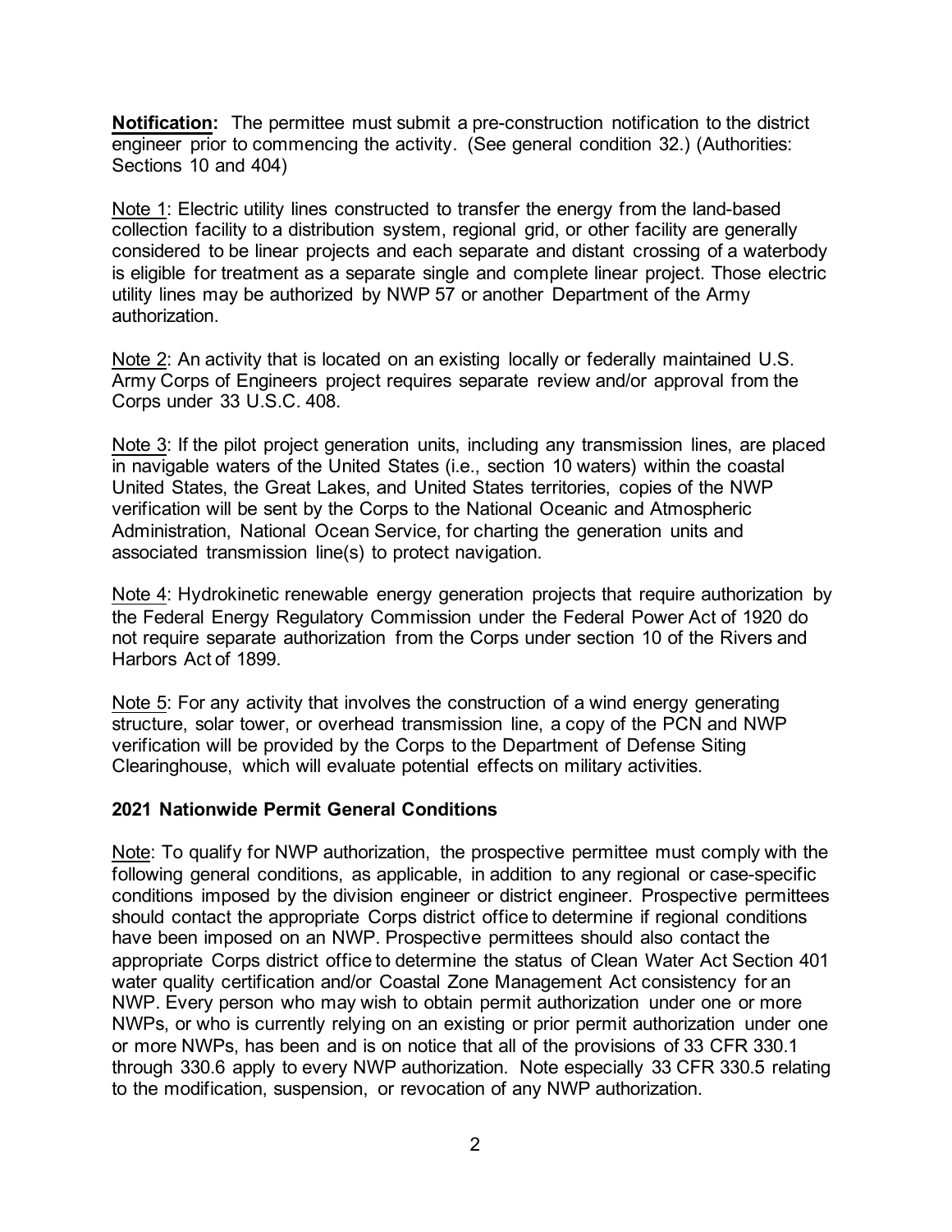**Notification:** The permittee must submit a pre-construction notification to the district engineer prior to commencing the activity. (See general condition 32.) (Authorities: Sections 10 and 404)

Note 1: Electric utility lines constructed to transfer the energy from the land-based collection facility to a distribution system, regional grid, or other facility are generally considered to be linear projects and each separate and distant crossing of a waterbody is eligible for treatment as a separate single and complete linear project. Those electric utility lines may be authorized by NWP 57 or another Department of the Army authorization.

Note 2: An activity that is located on an existing locally or federally maintained U.S. Army Corps of Engineers project requires separate review and/or approval from the Corps under 33 U.S.C. 408.

Note 3: If the pilot project generation units, including any transmission lines, are placed in navigable waters of the United States (i.e., section 10 waters) within the coastal United States, the Great Lakes, and United States territories, copies of the NWP verification will be sent by the Corps to the National Oceanic and Atmospheric Administration, National Ocean Service, for charting the generation units and associated transmission line(s) to protect navigation.

Note 4: Hydrokinetic renewable energy generation projects that require authorization by the Federal Energy Regulatory Commission under the Federal Power Act of 1920 do not require separate authorization from the Corps under section 10 of the Rivers and Harbors Act of 1899.

Note 5: For any activity that involves the construction of a wind energy generating structure, solar tower, or overhead transmission line, a copy of the PCN and NWP verification will be provided by the Corps to the Department of Defense Siting Clearinghouse, which will evaluate potential effects on military activities.

## 2021 Nationwide Permit General Conditions

Note: To qualify for NWP authorization, the prospective permittee must comply with the following general conditions, as applicable, in addition to any regional or case-specific conditions imposed by the division engineer or district engineer. Prospective permittees should contact the appropriate Corps district office to determine if regional conditions have been imposed on an NWP. Prospective permittees should also contact the appropriate Corps district office to determine the status of Clean Water Act Section 401 water quality certification and/or Coastal Zone Management Act consistency for an NWP. Every person who may wish to obtain permit authorization under one or more NWPs, or who is currently relying on an existing or prior permit authorization under one or more NWPs, has been and is on notice that all of the provisions of 33 CFR 330.1 through 330.6 apply to every NWP authorization. Note especially 33 CFR 330.5 relating to the modification, suspension, or revocation of any NWP authorization.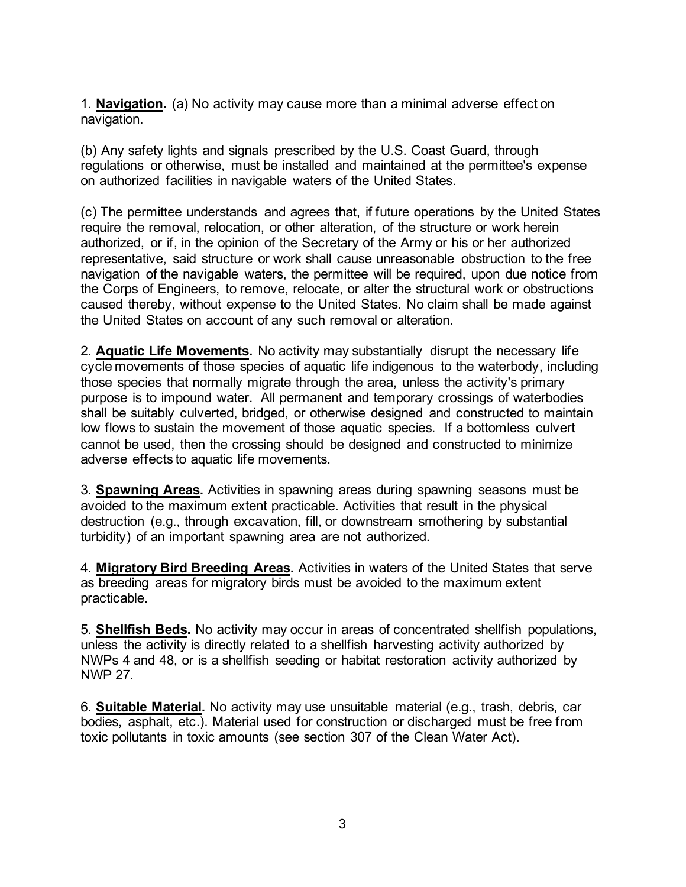1. **Navigation.** (a) No activity may cause more than a minimal adverse effect on navigation.

(b) Any safety lights and signals prescribed by the U.S. Coast Guard, through regulations or otherwise, must be installed and maintained at the permittee's expense on authorized facilities in navigable waters of the United States.

(c) The permittee understands and agrees that, if future operations by the United States require the removal, relocation, or other alteration, of the structure or work herein authorized, or if, in the opinion of the Secretary of the Army or his or her authorized representative, said structure or work shall cause unreasonable obstruction to the free navigation of the navigable waters, the permittee will be required, upon due notice from the Corps of Engineers, to remove, relocate, or alter the structural work or obstructions caused thereby, without expense to the United States. No claim shall be made against the United States on account of any such removal or alteration.

2. **Aquatic Life Movements.** No activity may substantially disrupt the necessary life cycle movements of those species of aquatic life indigenous to the waterbody, including those species that normally migrate through the area, unless the activity's primary purpose is to impound water. All permanent and temporary crossings of waterbodies shall be suitably culverted, bridged, or otherwise designed and constructed to maintain low flows to sustain the movement of those aquatic species. If a bottomless culvert cannot be used, then the crossing should be designed and constructed to minimize adverse effects to aquatic life movements.

3. **Spawning Areas.** Activities in spawning areas during spawning seasons must be avoided to the maximum extent practicable. Activities that result in the physical destruction (e.g., through excavation, fill, or downstream smothering by substantial turbidity) of an important spawning area are not authorized.

4. **Migratory Bird Breeding Areas.** Activities in waters of the United States that serve as breeding areas for migratory birds must be avoided to the maximum extent practicable.

5. **Shellfish Beds.** No activity may occur in areas of concentrated shellfish populations, unless the activity is directly related to a shellfish harvesting activity authorized by NWPs 4 and 48, or is a shellfish seeding or habitat restoration activity authorized by NWP 27.

6. **Suitable Material.** No activity may use unsuitable material (e.g., trash, debris, car bodies, asphalt, etc.). Material used for construction or discharged must be free from toxic pollutants in toxic amounts (see section 307 of the Clean Water Act).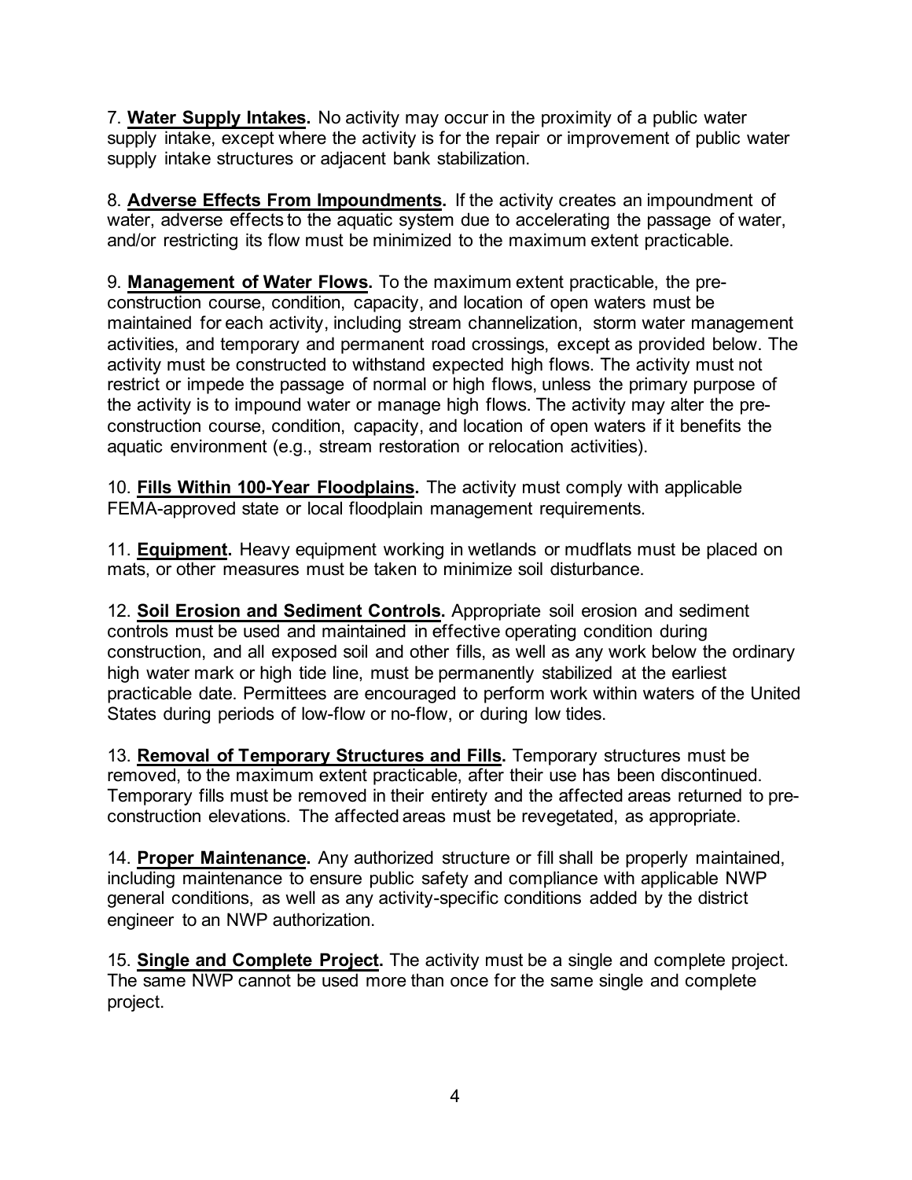7. **Water Supply Intakes.** No activity may occur in the proximity of a public water supply intake, except where the activity is for the repair or improvement of public water supply intake structures or adjacent bank stabilization.

8. **Adverse Effects From Impoundments.** If the activity creates an impoundment of water, adverse effects to the aquatic system due to accelerating the passage of water, and/or restricting its flow must be minimized to the maximum extent practicable.

9. **Management of Water Flows.** To the maximum extent practicable, the pre-construction course, condition, capacity, and location of open waters must be maintained for each activity, including stream channelization, storm water management activities, and temporary and permanent road crossings, except as provided below. The activity must be constructed to withstand expected high flows. The activity must not restrict or impede the passage of normal or high flows, unless the primary purpose of the activity is to impound water or manage high flows. The activity may alter the pre-construction course, condition, capacity, and location of open waters if it benefits the aquatic environment (e.g., stream restoration or relocation activities).

10. **Fills Within 100-Year Floodplains.** The activity must comply with applicable FEMA-approved state or local floodplain management requirements.

11. **Equipment.** Heavy equipment working in wetlands or mudflats must be placed on mats, or other measures must be taken to minimize soil disturbance.

12. **Soil Erosion and Sediment Controls.** Appropriate soil erosion and sediment controls must be used and maintained in effective operating condition during construction, and all exposed soil and other fills, as well as any work below the ordinary high water mark or high tide line, must be permanently stabilized at the earliest practicable date. Permittees are encouraged to perform work within waters of the United States during periods of low-flow or no-flow, or during low tides.

13. **Removal of Temporary Structures and Fills.** Temporary structures must be removed, to the maximum extent practicable, after their use has been discontinued. Temporary fills must be removed in their entirety and the affected areas returned to pre-construction elevations. The affected areas must be revegetated, as appropriate.

14. **Proper Maintenance.** Any authorized structure or fill shall be properly maintained, including maintenance to ensure public safety and compliance with applicable NWP general conditions, as well as any activity-specific conditions added by the district engineer to an NWP authorization.

15. **Single and Complete Project.** The activity must be a single and complete project. The same NWP cannot be used more than once for the same single and complete project.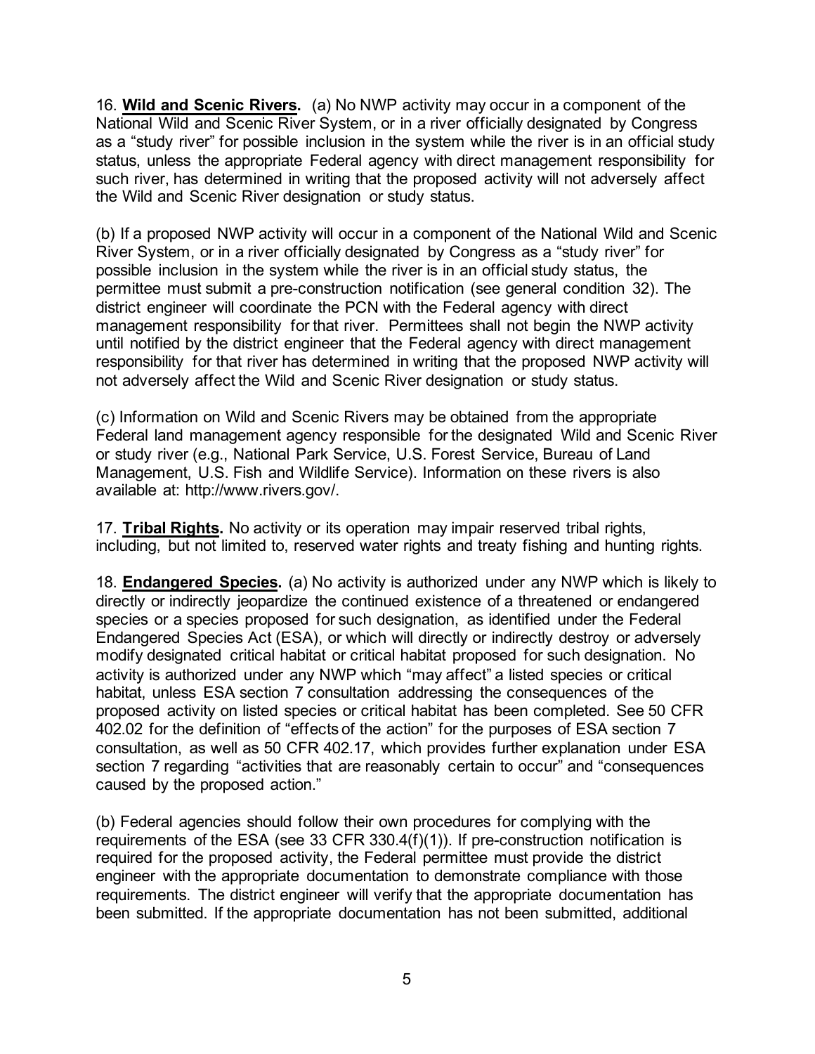16. **Wild and Scenic Rivers.** (a) No NWP activity may occur in a component of the National Wild and Scenic River System, or in a river officially designated by Congress as a "study river" for possible inclusion in the system while the river is in an official study status, unless the appropriate Federal agency with direct management responsibility for such river, has determined in writing that the proposed activity will not adversely affect the Wild and Scenic River designation or study status.

(b) If a proposed NWP activity will occur in a component of the National Wild and Scenic River System, or in a river officially designated by Congress as a "study river" for possible inclusion in the system while the river is in an official study status, the permittee must submit a pre-construction notification (see general condition 32). The district engineer will coordinate the PCN with the Federal agency with direct management responsibility for that river. Permittees shall not begin the NWP activity until notified by the district engineer that the Federal agency with direct management responsibility for that river has determined in writing that the proposed NWP activity will not adversely affect the Wild and Scenic River designation or study status.

(c) Information on Wild and Scenic Rivers may be obtained from the appropriate Federal land management agency responsible for the designated Wild and Scenic River or study river (e.g., National Park Service, U.S. Forest Service, Bureau of Land Management, U.S. Fish and Wildlife Service). Information on these rivers is also available at: http://www.rivers.gov/.

17. **Tribal Rights.** No activity or its operation may impair reserved tribal rights, including, but not limited to, reserved water rights and treaty fishing and hunting rights.

18. **Endangered Species.** (a) No activity is authorized under any NWP which is likely to directly or indirectly jeopardize the continued existence of a threatened or endangered species or a species proposed for such designation, as identified under the Federal Endangered Species Act (ESA), or which will directly or indirectly destroy or adversely modify designated critical habitat or critical habitat proposed for such designation. No activity is authorized under any NWP which "may affect" a listed species or critical habitat, unless ESA section 7 consultation addressing the consequences of the proposed activity on listed species or critical habitat has been completed. See 50 CFR 402.02 for the definition of "effects of the action" for the purposes of ESA section 7 consultation, as well as 50 CFR 402.17, which provides further explanation under ESA section 7 regarding "activities that are reasonably certain to occur" and "consequences caused by the proposed action."

(b) Federal agencies should follow their own procedures for complying with the requirements of the ESA (see 33 CFR 330.4(f)(1)). If pre-construction notification is required for the proposed activity, the Federal permittee must provide the district engineer with the appropriate documentation to demonstrate compliance with those requirements. The district engineer will verify that the appropriate documentation has been submitted. If the appropriate documentation has not been submitted, additional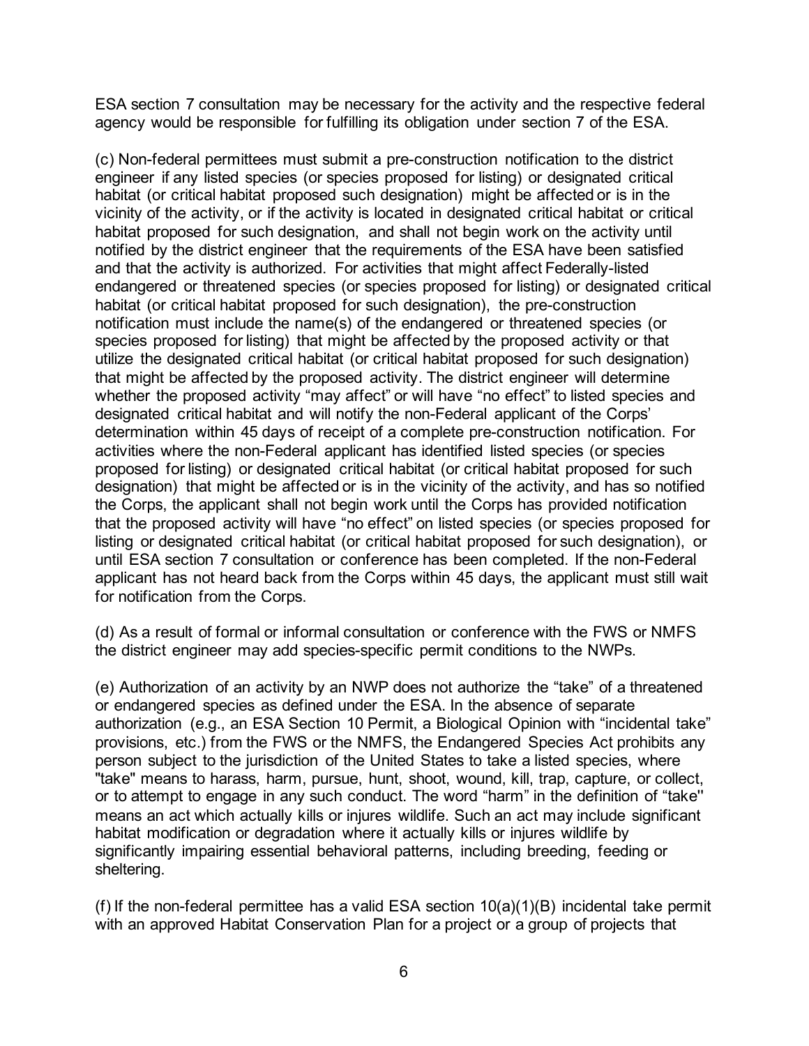ESA section 7 consultation may be necessary for the activity and the respective federal agency would be responsible for fulfilling its obligation under section 7 of the ESA.

(c) Non-federal permittees must submit a pre-construction notification to the district engineer if any listed species (or species proposed for listing) or designated critical habitat (or critical habitat proposed such designation) might be affected or is in the vicinity of the activity, or if the activity is located in designated critical habitat or critical habitat proposed for such designation, and shall not begin work on the activity until notified by the district engineer that the requirements of the ESA have been satisfied and that the activity is authorized. For activities that might affect Federally-listed endangered or threatened species (or species proposed for listing) or designated critical habitat (or critical habitat proposed for such designation), the pre-construction notification must include the name(s) of the endangered or threatened species (or species proposed for listing) that might be affected by the proposed activity or that utilize the designated critical habitat (or critical habitat proposed for such designation) that might be affected by the proposed activity. The district engineer will determine whether the proposed activity "may affect" or will have "no effect" to listed species and designated critical habitat and will notify the non-Federal applicant of the Corps' determination within 45 days of receipt of a complete pre-construction notification. For activities where the non-Federal applicant has identified listed species (or species proposed for listing) or designated critical habitat (or critical habitat proposed for such designation) that might be affected or is in the vicinity of the activity, and has so notified the Corps, the applicant shall not begin work until the Corps has provided notification that the proposed activity will have "no effect" on listed species (or species proposed for listing or designated critical habitat (or critical habitat proposed for such designation), or until ESA section 7 consultation or conference has been completed. If the non-Federal applicant has not heard back from the Corps within 45 days, the applicant must still wait for notification from the Corps.

(d) As a result of formal or informal consultation or conference with the FWS or NMFS the district engineer may add species-specific permit conditions to the NWPs.

(e) Authorization of an activity by an NWP does not authorize the "take" of a threatened or endangered species as defined under the ESA. In the absence of separate authorization (e.g., an ESA Section 10 Permit, a Biological Opinion with "incidental take" provisions, etc.) from the FWS or the NMFS, the Endangered Species Act prohibits any person subject to the jurisdiction of the United States to take a listed species, where "take" means to harass, harm, pursue, hunt, shoot, wound, kill, trap, capture, or collect, or to attempt to engage in any such conduct. The word "harm" in the definition of "take" means an act which actually kills or injures wildlife. Such an act may include significant habitat modification or degradation where it actually kills or injures wildlife by significantly impairing essential behavioral patterns, including breeding, feeding or sheltering.

(f) If the non-federal permittee has a valid ESA section 10(a)(1)(B) incidental take permit with an approved Habitat Conservation Plan for a project or a group of projects that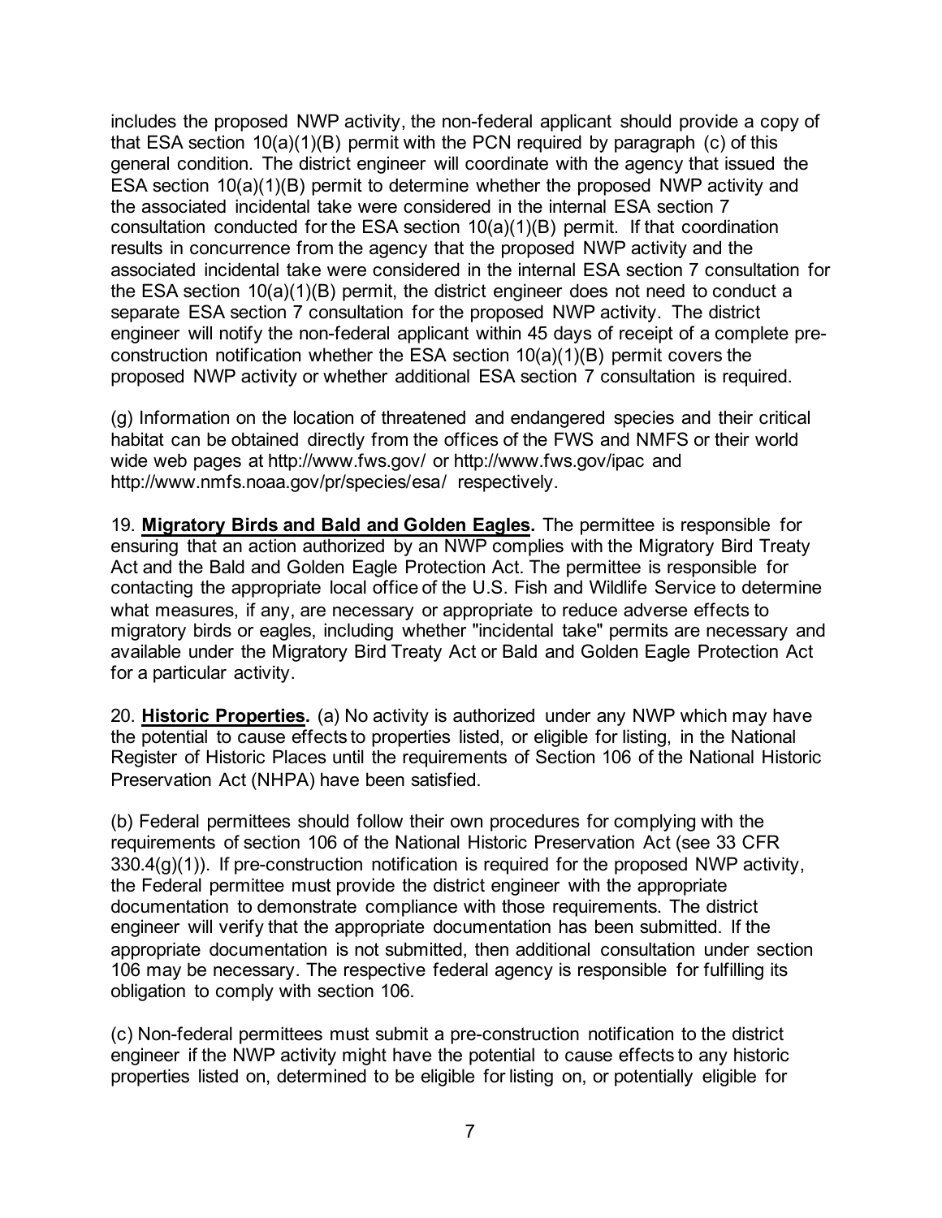includes the proposed NWP activity, the non-federal applicant should provide a copy of that ESA section 10(a)(1)(B) permit with the PCN required by paragraph (c) of this general condition. The district engineer will coordinate with the agency that issued the ESA section 10(a)(1)(B) permit to determine whether the proposed NWP activity and the associated incidental take were considered in the internal ESA section 7 consultation conducted for the ESA section 10(a)(1)(B) permit. If that coordination results in concurrence from the agency that the proposed NWP activity and the associated incidental take were considered in the internal ESA section 7 consultation for the ESA section 10(a)(1)(B) permit, the district engineer does not need to conduct a separate ESA section 7 consultation for the proposed NWP activity. The district engineer will notify the non-federal applicant within 45 days of receipt of a complete pre-construction notification whether the ESA section 10(a)(1)(B) permit covers the proposed NWP activity or whether additional ESA section 7 consultation is required.

(g) Information on the location of threatened and endangered species and their critical habitat can be obtained directly from the offices of the FWS and NMFS or their world wide web pages at http://www.fws.gov/ or http://www.fws.gov/ipac and http://www.nmfs.noaa.gov/pr/species/esa/ respectively.

19. **Migratory Birds and Bald and Golden Eagles.** The permittee is responsible for ensuring that an action authorized by an NWP complies with the Migratory Bird Treaty Act and the Bald and Golden Eagle Protection Act. The permittee is responsible for contacting the appropriate local office of the U.S. Fish and Wildlife Service to determine what measures, if any, are necessary or appropriate to reduce adverse effects to migratory birds or eagles, including whether "incidental take" permits are necessary and available under the Migratory Bird Treaty Act or Bald and Golden Eagle Protection Act for a particular activity.

20. **Historic Properties.** (a) No activity is authorized under any NWP which may have the potential to cause effects to properties listed, or eligible for listing, in the National Register of Historic Places until the requirements of Section 106 of the National Historic Preservation Act (NHPA) have been satisfied.

(b) Federal permittees should follow their own procedures for complying with the requirements of section 106 of the National Historic Preservation Act (see 33 CFR 330.4(g)(1)). If pre-construction notification is required for the proposed NWP activity, the Federal permittee must provide the district engineer with the appropriate documentation to demonstrate compliance with those requirements. The district engineer will verify that the appropriate documentation has been submitted. If the appropriate documentation is not submitted, then additional consultation under section 106 may be necessary. The respective federal agency is responsible for fulfilling its obligation to comply with section 106.

(c) Non-federal permittees must submit a pre-construction notification to the district engineer if the NWP activity might have the potential to cause effects to any historic properties listed on, determined to be eligible for listing on, or potentially eligible for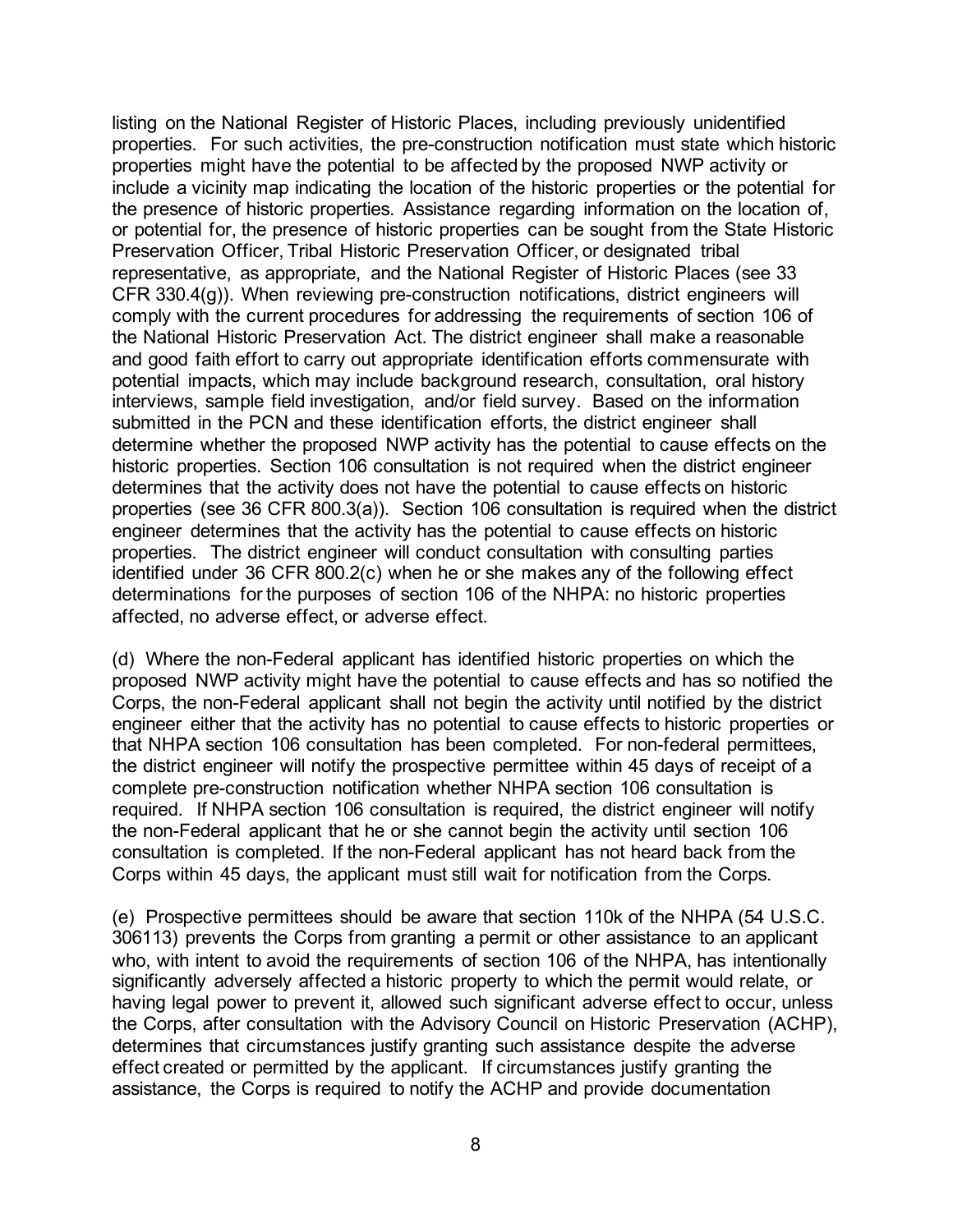listing on the National Register of Historic Places, including previously unidentified properties. For such activities, the pre-construction notification must state which historic properties might have the potential to be affected by the proposed NWP activity or include a vicinity map indicating the location of the historic properties or the potential for the presence of historic properties. Assistance regarding information on the location of, or potential for, the presence of historic properties can be sought from the State Historic Preservation Officer, Tribal Historic Preservation Officer, or designated tribal representative, as appropriate, and the National Register of Historic Places (see 33 CFR 330.4(g)). When reviewing pre-construction notifications, district engineers will comply with the current procedures for addressing the requirements of section 106 of the National Historic Preservation Act. The district engineer shall make a reasonable and good faith effort to carry out appropriate identification efforts commensurate with potential impacts, which may include background research, consultation, oral history interviews, sample field investigation, and/or field survey. Based on the information submitted in the PCN and these identification efforts, the district engineer shall determine whether the proposed NWP activity has the potential to cause effects on the historic properties. Section 106 consultation is not required when the district engineer determines that the activity does not have the potential to cause effects on historic properties (see 36 CFR 800.3(a)). Section 106 consultation is required when the district engineer determines that the activity has the potential to cause effects on historic properties. The district engineer will conduct consultation with consulting parties identified under 36 CFR 800.2(c) when he or she makes any of the following effect determinations for the purposes of section 106 of the NHPA: no historic properties affected, no adverse effect, or adverse effect.

(d) Where the non-Federal applicant has identified historic properties on which the proposed NWP activity might have the potential to cause effects and has so notified the Corps, the non-Federal applicant shall not begin the activity until notified by the district engineer either that the activity has no potential to cause effects to historic properties or that NHPA section 106 consultation has been completed. For non-federal permittees, the district engineer will notify the prospective permittee within 45 days of receipt of a complete pre-construction notification whether NHPA section 106 consultation is required. If NHPA section 106 consultation is required, the district engineer will notify the non-Federal applicant that he or she cannot begin the activity until section 106 consultation is completed. If the non-Federal applicant has not heard back from the Corps within 45 days, the applicant must still wait for notification from the Corps.

(e) Prospective permittees should be aware that section 110k of the NHPA (54 U.S.C. 306113) prevents the Corps from granting a permit or other assistance to an applicant who, with intent to avoid the requirements of section 106 of the NHPA, has intentionally significantly adversely affected a historic property to which the permit would relate, or having legal power to prevent it, allowed such significant adverse effect to occur, unless the Corps, after consultation with the Advisory Council on Historic Preservation (ACHP), determines that circumstances justify granting such assistance despite the adverse effect created or permitted by the applicant. If circumstances justify granting the assistance, the Corps is required to notify the ACHP and provide documentation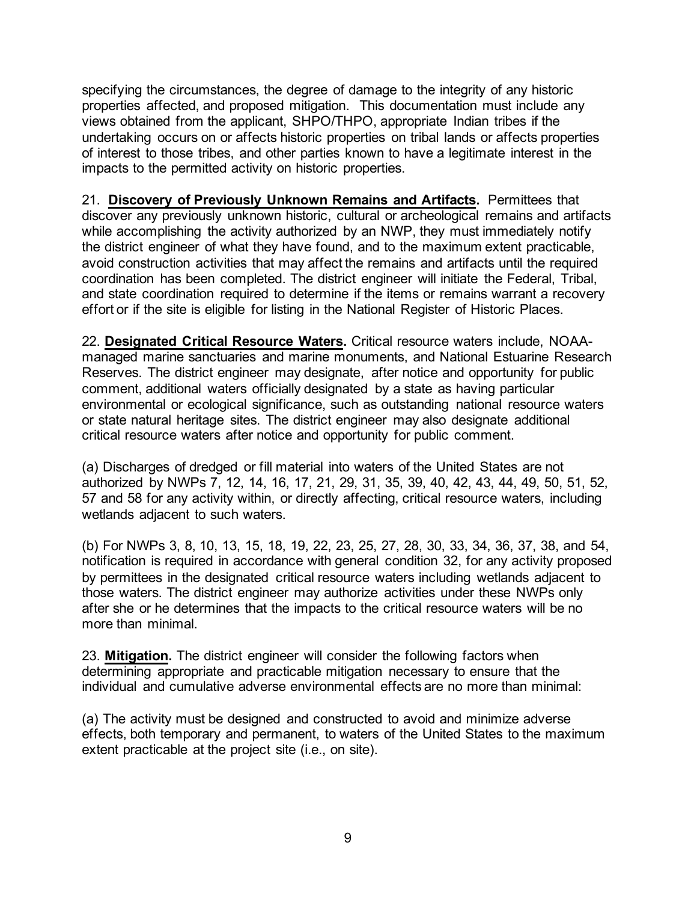specifying the circumstances, the degree of damage to the integrity of any historic properties affected, and proposed mitigation. This documentation must include any views obtained from the applicant, SHPO/THPO, appropriate Indian tribes if the undertaking occurs on or affects historic properties on tribal lands or affects properties of interest to those tribes, and other parties known to have a legitimate interest in the impacts to the permitted activity on historic properties.

21. **Discovery of Previously Unknown Remains and Artifacts.** Permittees that discover any previously unknown historic, cultural or archeological remains and artifacts while accomplishing the activity authorized by an NWP, they must immediately notify the district engineer of what they have found, and to the maximum extent practicable, avoid construction activities that may affect the remains and artifacts until the required coordination has been completed. The district engineer will initiate the Federal, Tribal, and state coordination required to determine if the items or remains warrant a recovery effort or if the site is eligible for listing in the National Register of Historic Places.

22. **Designated Critical Resource Waters.** Critical resource waters include, NOAA-managed marine sanctuaries and marine monuments, and National Estuarine Research Reserves. The district engineer may designate, after notice and opportunity for public comment, additional waters officially designated by a state as having particular environmental or ecological significance, such as outstanding national resource waters or state natural heritage sites. The district engineer may also designate additional critical resource waters after notice and opportunity for public comment.

(a) Discharges of dredged or fill material into waters of the United States are not authorized by NWPs 7, 12, 14, 16, 17, 21, 29, 31, 35, 39, 40, 42, 43, 44, 49, 50, 51, 52, 57 and 58 for any activity within, or directly affecting, critical resource waters, including wetlands adjacent to such waters.

(b) For NWPs 3, 8, 10, 13, 15, 18, 19, 22, 23, 25, 27, 28, 30, 33, 34, 36, 37, 38, and 54, notification is required in accordance with general condition 32, for any activity proposed by permittees in the designated critical resource waters including wetlands adjacent to those waters. The district engineer may authorize activities under these NWPs only after she or he determines that the impacts to the critical resource waters will be no more than minimal.

23. **Mitigation.** The district engineer will consider the following factors when determining appropriate and practicable mitigation necessary to ensure that the individual and cumulative adverse environmental effects are no more than minimal:

(a) The activity must be designed and constructed to avoid and minimize adverse effects, both temporary and permanent, to waters of the United States to the maximum extent practicable at the project site (i.e., on site).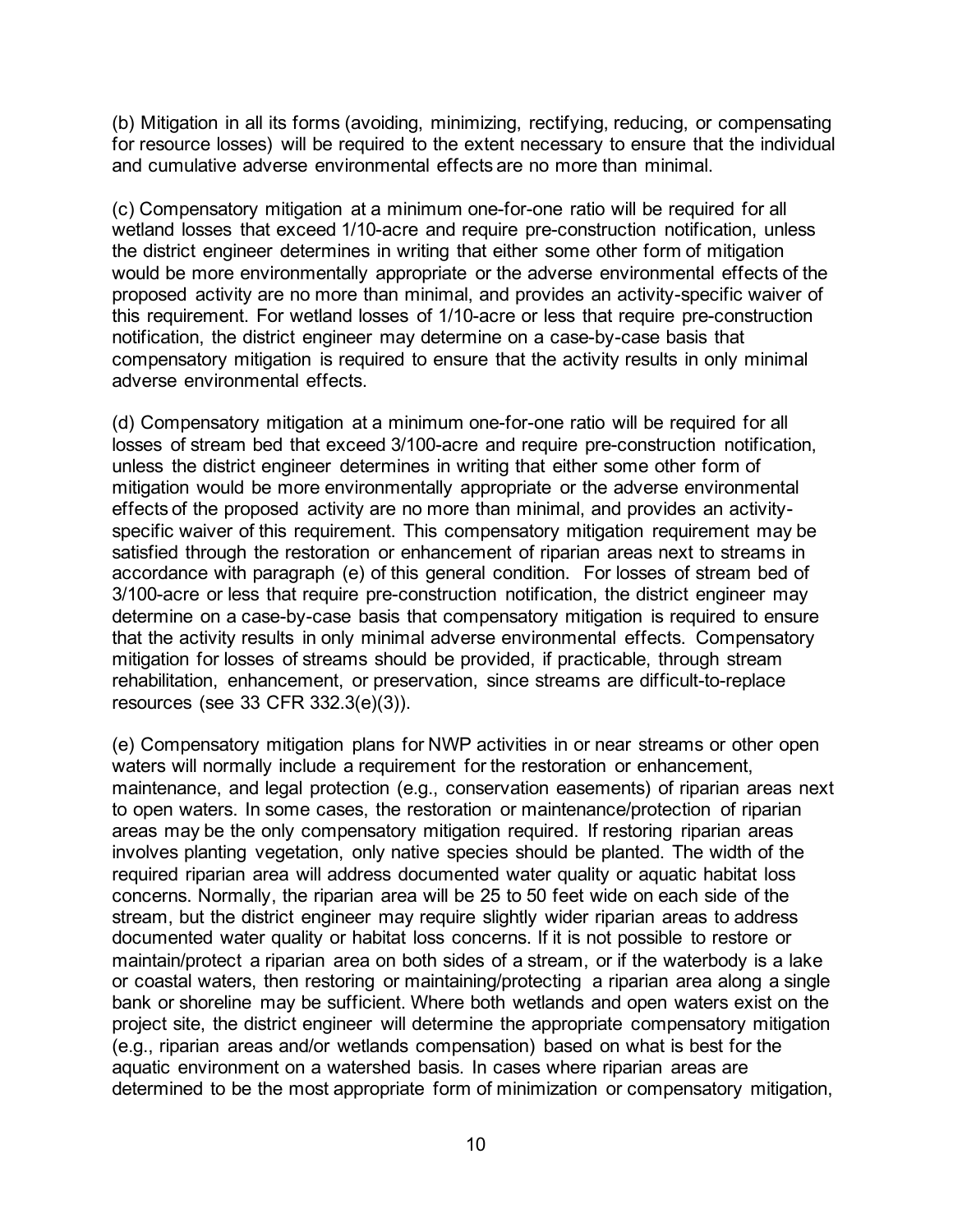(b) Mitigation in all its forms (avoiding, minimizing, rectifying, reducing, or compensating for resource losses) will be required to the extent necessary to ensure that the individual and cumulative adverse environmental effects are no more than minimal.

(c) Compensatory mitigation at a minimum one-for-one ratio will be required for all wetland losses that exceed 1/10-acre and require pre-construction notification, unless the district engineer determines in writing that either some other form of mitigation would be more environmentally appropriate or the adverse environmental effects of the proposed activity are no more than minimal, and provides an activity-specific waiver of this requirement. For wetland losses of 1/10-acre or less that require pre-construction notification, the district engineer may determine on a case-by-case basis that compensatory mitigation is required to ensure that the activity results in only minimal adverse environmental effects.

(d) Compensatory mitigation at a minimum one-for-one ratio will be required for all losses of stream bed that exceed 3/100-acre and require pre-construction notification, unless the district engineer determines in writing that either some other form of mitigation would be more environmentally appropriate or the adverse environmental effects of the proposed activity are no more than minimal, and provides an activity-specific waiver of this requirement. This compensatory mitigation requirement may be satisfied through the restoration or enhancement of riparian areas next to streams in accordance with paragraph (e) of this general condition. For losses of stream bed of 3/100-acre or less that require pre-construction notification, the district engineer may determine on a case-by-case basis that compensatory mitigation is required to ensure that the activity results in only minimal adverse environmental effects. Compensatory mitigation for losses of streams should be provided, if practicable, through stream rehabilitation, enhancement, or preservation, since streams are difficult-to-replace resources (see 33 CFR 332.3(e)(3)).

(e) Compensatory mitigation plans for NWP activities in or near streams or other open waters will normally include a requirement for the restoration or enhancement, maintenance, and legal protection (e.g., conservation easements) of riparian areas next to open waters. In some cases, the restoration or maintenance/protection of riparian areas may be the only compensatory mitigation required. If restoring riparian areas involves planting vegetation, only native species should be planted. The width of the required riparian area will address documented water quality or aquatic habitat loss concerns. Normally, the riparian area will be 25 to 50 feet wide on each side of the stream, but the district engineer may require slightly wider riparian areas to address documented water quality or habitat loss concerns. If it is not possible to restore or maintain/protect a riparian area on both sides of a stream, or if the waterbody is a lake or coastal waters, then restoring or maintaining/protecting a riparian area along a single bank or shoreline may be sufficient. Where both wetlands and open waters exist on the project site, the district engineer will determine the appropriate compensatory mitigation (e.g., riparian areas and/or wetlands compensation) based on what is best for the aquatic environment on a watershed basis. In cases where riparian areas are determined to be the most appropriate form of minimization or compensatory mitigation,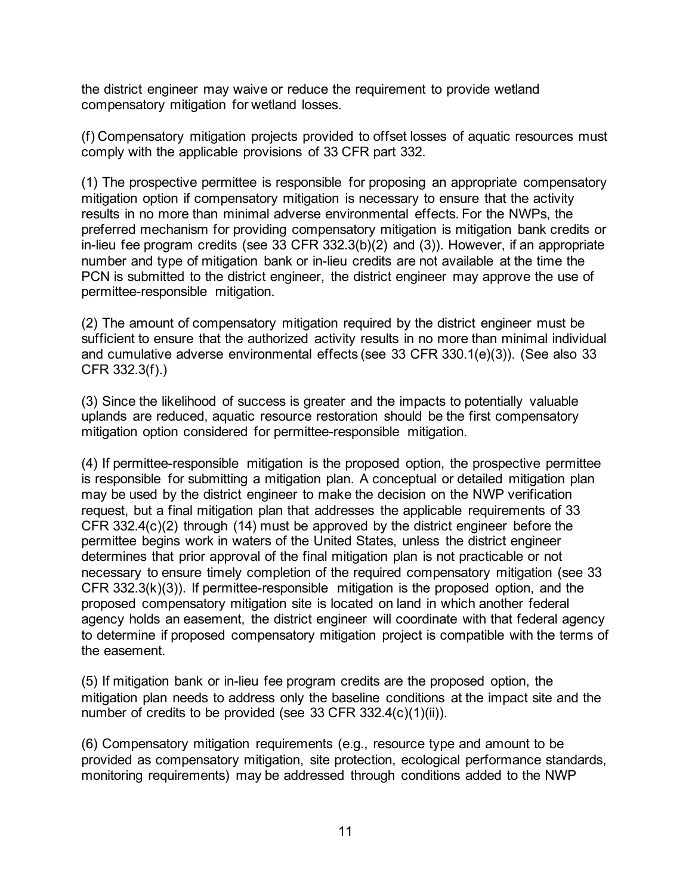the district engineer may waive or reduce the requirement to provide wetland compensatory mitigation for wetland losses.

(f) Compensatory mitigation projects provided to offset losses of aquatic resources must comply with the applicable provisions of 33 CFR part 332.

(1) The prospective permittee is responsible for proposing an appropriate compensatory mitigation option if compensatory mitigation is necessary to ensure that the activity results in no more than minimal adverse environmental effects. For the NWPs, the preferred mechanism for providing compensatory mitigation is mitigation bank credits or in-lieu fee program credits (see 33 CFR 332.3(b)(2) and (3)). However, if an appropriate number and type of mitigation bank or in-lieu credits are not available at the time the PCN is submitted to the district engineer, the district engineer may approve the use of permittee-responsible mitigation.

(2) The amount of compensatory mitigation required by the district engineer must be sufficient to ensure that the authorized activity results in no more than minimal individual and cumulative adverse environmental effects (see 33 CFR 330.1(e)(3)). (See also 33 CFR 332.3(f).)

(3) Since the likelihood of success is greater and the impacts to potentially valuable uplands are reduced, aquatic resource restoration should be the first compensatory mitigation option considered for permittee-responsible mitigation.

(4) If permittee-responsible mitigation is the proposed option, the prospective permittee is responsible for submitting a mitigation plan. A conceptual or detailed mitigation plan may be used by the district engineer to make the decision on the NWP verification request, but a final mitigation plan that addresses the applicable requirements of 33 CFR 332.4(c)(2) through (14) must be approved by the district engineer before the permittee begins work in waters of the United States, unless the district engineer determines that prior approval of the final mitigation plan is not practicable or not necessary to ensure timely completion of the required compensatory mitigation (see 33 CFR 332.3(k)(3)). If permittee-responsible mitigation is the proposed option, and the proposed compensatory mitigation site is located on land in which another federal agency holds an easement, the district engineer will coordinate with that federal agency to determine if proposed compensatory mitigation project is compatible with the terms of the easement.

(5) If mitigation bank or in-lieu fee program credits are the proposed option, the mitigation plan needs to address only the baseline conditions at the impact site and the number of credits to be provided (see 33 CFR 332.4(c)(1)(ii)).

(6) Compensatory mitigation requirements (e.g., resource type and amount to be provided as compensatory mitigation, site protection, ecological performance standards, monitoring requirements) may be addressed through conditions added to the NWP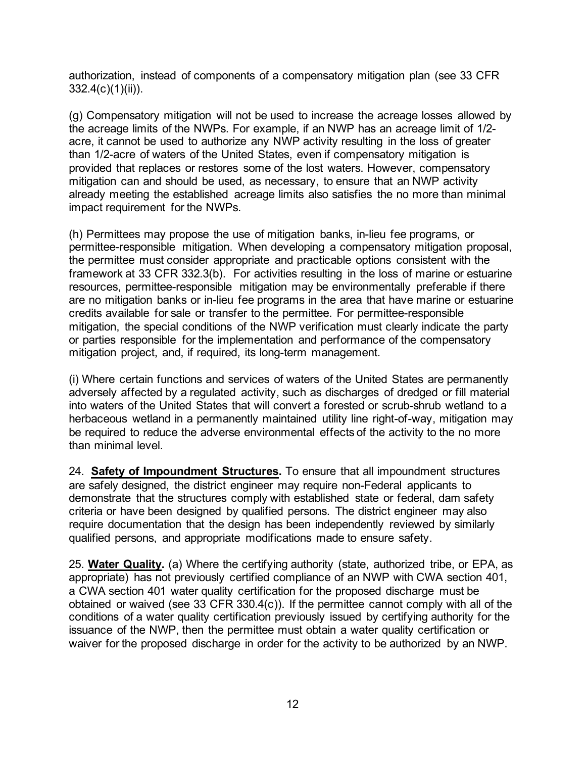authorization, instead of components of a compensatory mitigation plan (see 33 CFR 332.4(c)(1)(ii)).

(g) Compensatory mitigation will not be used to increase the acreage losses allowed by the acreage limits of the NWPs. For example, if an NWP has an acreage limit of 1/2-acre, it cannot be used to authorize any NWP activity resulting in the loss of greater than 1/2-acre of waters of the United States, even if compensatory mitigation is provided that replaces or restores some of the lost waters. However, compensatory mitigation can and should be used, as necessary, to ensure that an NWP activity already meeting the established acreage limits also satisfies the no more than minimal impact requirement for the NWPs.

(h) Permittees may propose the use of mitigation banks, in-lieu fee programs, or permittee-responsible mitigation. When developing a compensatory mitigation proposal, the permittee must consider appropriate and practicable options consistent with the framework at 33 CFR 332.3(b). For activities resulting in the loss of marine or estuarine resources, permittee-responsible mitigation may be environmentally preferable if there are no mitigation banks or in-lieu fee programs in the area that have marine or estuarine credits available for sale or transfer to the permittee. For permittee-responsible mitigation, the special conditions of the NWP verification must clearly indicate the party or parties responsible for the implementation and performance of the compensatory mitigation project, and, if required, its long-term management.

(i) Where certain functions and services of waters of the United States are permanently adversely affected by a regulated activity, such as discharges of dredged or fill material into waters of the United States that will convert a forested or scrub-shrub wetland to a herbaceous wetland in a permanently maintained utility line right-of-way, mitigation may be required to reduce the adverse environmental effects of the activity to the no more than minimal level.

24. **Safety of Impoundment Structures.** To ensure that all impoundment structures are safely designed, the district engineer may require non-Federal applicants to demonstrate that the structures comply with established state or federal, dam safety criteria or have been designed by qualified persons. The district engineer may also require documentation that the design has been independently reviewed by similarly qualified persons, and appropriate modifications made to ensure safety.

25. **Water Quality.** (a) Where the certifying authority (state, authorized tribe, or EPA, as appropriate) has not previously certified compliance of an NWP with CWA section 401, a CWA section 401 water quality certification for the proposed discharge must be obtained or waived (see 33 CFR 330.4(c)). If the permittee cannot comply with all of the conditions of a water quality certification previously issued by certifying authority for the issuance of the NWP, then the permittee must obtain a water quality certification or waiver for the proposed discharge in order for the activity to be authorized by an NWP.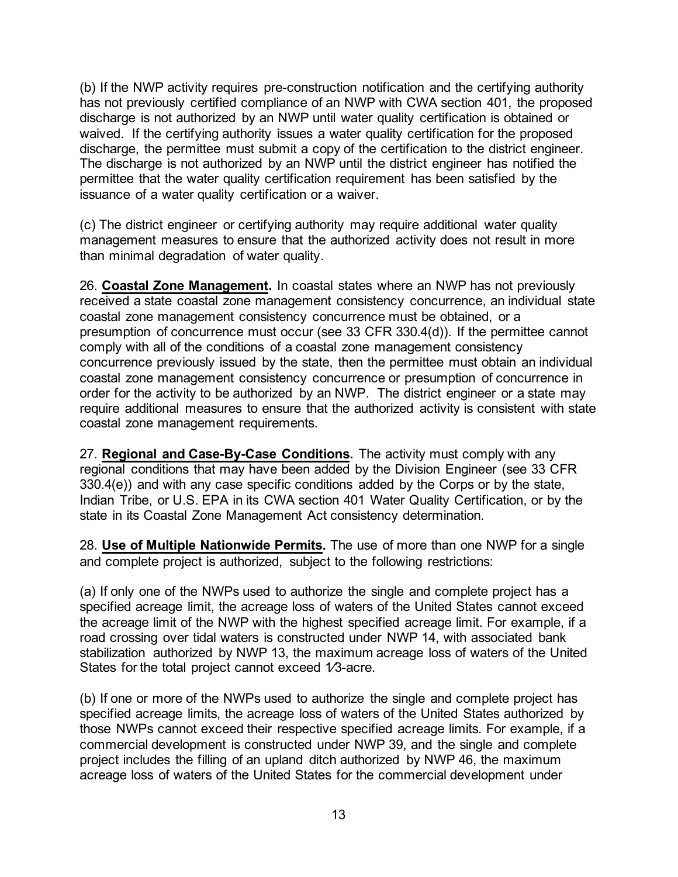(b) If the NWP activity requires pre-construction notification and the certifying authority has not previously certified compliance of an NWP with CWA section 401, the proposed discharge is not authorized by an NWP until water quality certification is obtained or waived. If the certifying authority issues a water quality certification for the proposed discharge, the permittee must submit a copy of the certification to the district engineer. The discharge is not authorized by an NWP until the district engineer has notified the permittee that the water quality certification requirement has been satisfied by the issuance of a water quality certification or a waiver.

(c) The district engineer or certifying authority may require additional water quality management measures to ensure that the authorized activity does not result in more than minimal degradation of water quality.

26. **Coastal Zone Management.** In coastal states where an NWP has not previously received a state coastal zone management consistency concurrence, an individual state coastal zone management consistency concurrence must be obtained, or a presumption of concurrence must occur (see 33 CFR 330.4(d)). If the permittee cannot comply with all of the conditions of a coastal zone management consistency concurrence previously issued by the state, then the permittee must obtain an individual coastal zone management consistency concurrence or presumption of concurrence in order for the activity to be authorized by an NWP. The district engineer or a state may require additional measures to ensure that the authorized activity is consistent with state coastal zone management requirements.

27. **Regional and Case-By-Case Conditions.** The activity must comply with any regional conditions that may have been added by the Division Engineer (see 33 CFR 330.4(e)) and with any case specific conditions added by the Corps or by the state, Indian Tribe, or U.S. EPA in its CWA section 401 Water Quality Certification, or by the state in its Coastal Zone Management Act consistency determination.

28. **Use of Multiple Nationwide Permits.** The use of more than one NWP for a single and complete project is authorized, subject to the following restrictions:

(a) If only one of the NWPs used to authorize the single and complete project has a specified acreage limit, the acreage loss of waters of the United States cannot exceed the acreage limit of the NWP with the highest specified acreage limit. For example, if a road crossing over tidal waters is constructed under NWP 14, with associated bank stabilization authorized by NWP 13, the maximum acreage loss of waters of the United States for the total project cannot exceed 1⁄3-acre.

(b) If one or more of the NWPs used to authorize the single and complete project has specified acreage limits, the acreage loss of waters of the United States authorized by those NWPs cannot exceed their respective specified acreage limits. For example, if a commercial development is constructed under NWP 39, and the single and complete project includes the filling of an upland ditch authorized by NWP 46, the maximum acreage loss of waters of the United States for the commercial development under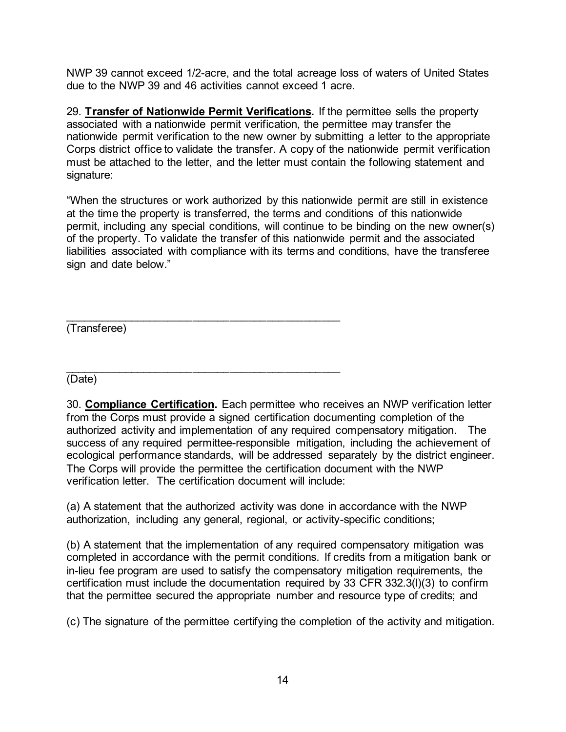NWP 39 cannot exceed 1/2-acre, and the total acreage loss of waters of United States due to the NWP 39 and 46 activities cannot exceed 1 acre.

29. **Transfer of Nationwide Permit Verifications.** If the permittee sells the property associated with a nationwide permit verification, the permittee may transfer the nationwide permit verification to the new owner by submitting a letter to the appropriate Corps district office to validate the transfer. A copy of the nationwide permit verification must be attached to the letter, and the letter must contain the following statement and signature:

"When the structures or work authorized by this nationwide permit are still in existence at the time the property is transferred, the terms and conditions of this nationwide permit, including any special conditions, will continue to be binding on the new owner(s) of the property. To validate the transfer of this nationwide permit and the associated liabilities associated with compliance with its terms and conditions, have the transferee sign and date below."

_______________________________________________
(Transferee)

_______________________________________________
(Date)

30. **Compliance Certification.** Each permittee who receives an NWP verification letter from the Corps must provide a signed certification documenting completion of the authorized activity and implementation of any required compensatory mitigation. The success of any required permittee-responsible mitigation, including the achievement of ecological performance standards, will be addressed separately by the district engineer. The Corps will provide the permittee the certification document with the NWP verification letter. The certification document will include:

(a) A statement that the authorized activity was done in accordance with the NWP authorization, including any general, regional, or activity-specific conditions;

(b) A statement that the implementation of any required compensatory mitigation was completed in accordance with the permit conditions. If credits from a mitigation bank or in-lieu fee program are used to satisfy the compensatory mitigation requirements, the certification must include the documentation required by 33 CFR 332.3(l)(3) to confirm that the permittee secured the appropriate number and resource type of credits; and

(c) The signature of the permittee certifying the completion of the activity and mitigation.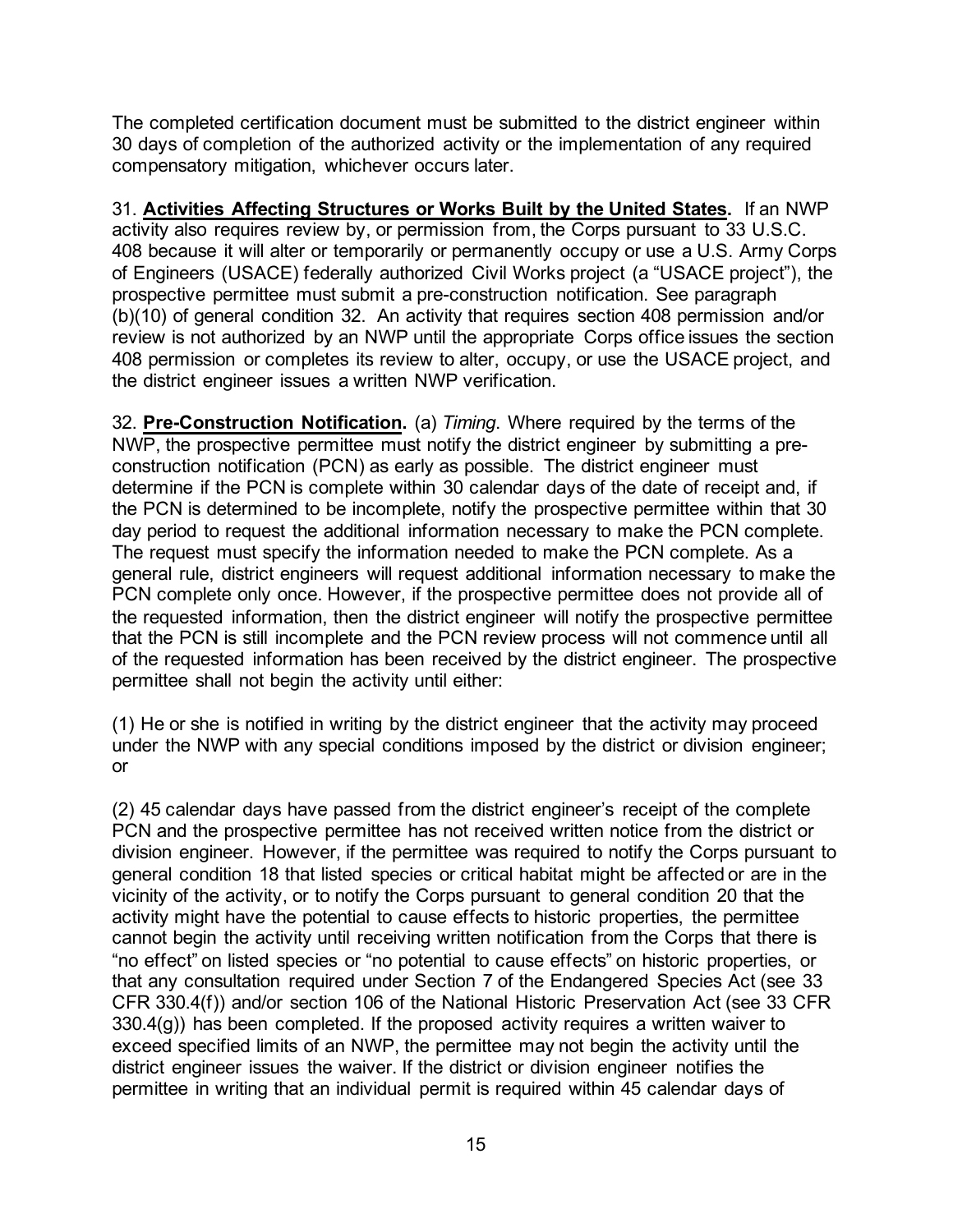The completed certification document must be submitted to the district engineer within 30 days of completion of the authorized activity or the implementation of any required compensatory mitigation, whichever occurs later.

31. **Activities Affecting Structures or Works Built by the United States.** If an NWP activity also requires review by, or permission from, the Corps pursuant to 33 U.S.C. 408 because it will alter or temporarily or permanently occupy or use a U.S. Army Corps of Engineers (USACE) federally authorized Civil Works project (a "USACE project"), the prospective permittee must submit a pre-construction notification. See paragraph (b)(10) of general condition 32. An activity that requires section 408 permission and/or review is not authorized by an NWP until the appropriate Corps office issues the section 408 permission or completes its review to alter, occupy, or use the USACE project, and the district engineer issues a written NWP verification.

32. **Pre-Construction Notification.** (a) *Timing*. Where required by the terms of the NWP, the prospective permittee must notify the district engineer by submitting a pre-construction notification (PCN) as early as possible. The district engineer must determine if the PCN is complete within 30 calendar days of the date of receipt and, if the PCN is determined to be incomplete, notify the prospective permittee within that 30 day period to request the additional information necessary to make the PCN complete. The request must specify the information needed to make the PCN complete. As a general rule, district engineers will request additional information necessary to make the PCN complete only once. However, if the prospective permittee does not provide all of the requested information, then the district engineer will notify the prospective permittee that the PCN is still incomplete and the PCN review process will not commence until all of the requested information has been received by the district engineer. The prospective permittee shall not begin the activity until either:

(1) He or she is notified in writing by the district engineer that the activity may proceed under the NWP with any special conditions imposed by the district or division engineer; or

(2) 45 calendar days have passed from the district engineer's receipt of the complete PCN and the prospective permittee has not received written notice from the district or division engineer. However, if the permittee was required to notify the Corps pursuant to general condition 18 that listed species or critical habitat might be affected or are in the vicinity of the activity, or to notify the Corps pursuant to general condition 20 that the activity might have the potential to cause effects to historic properties, the permittee cannot begin the activity until receiving written notification from the Corps that there is "no effect" on listed species or "no potential to cause effects" on historic properties, or that any consultation required under Section 7 of the Endangered Species Act (see 33 CFR 330.4(f)) and/or section 106 of the National Historic Preservation Act (see 33 CFR 330.4(g)) has been completed. If the proposed activity requires a written waiver to exceed specified limits of an NWP, the permittee may not begin the activity until the district engineer issues the waiver. If the district or division engineer notifies the permittee in writing that an individual permit is required within 45 calendar days of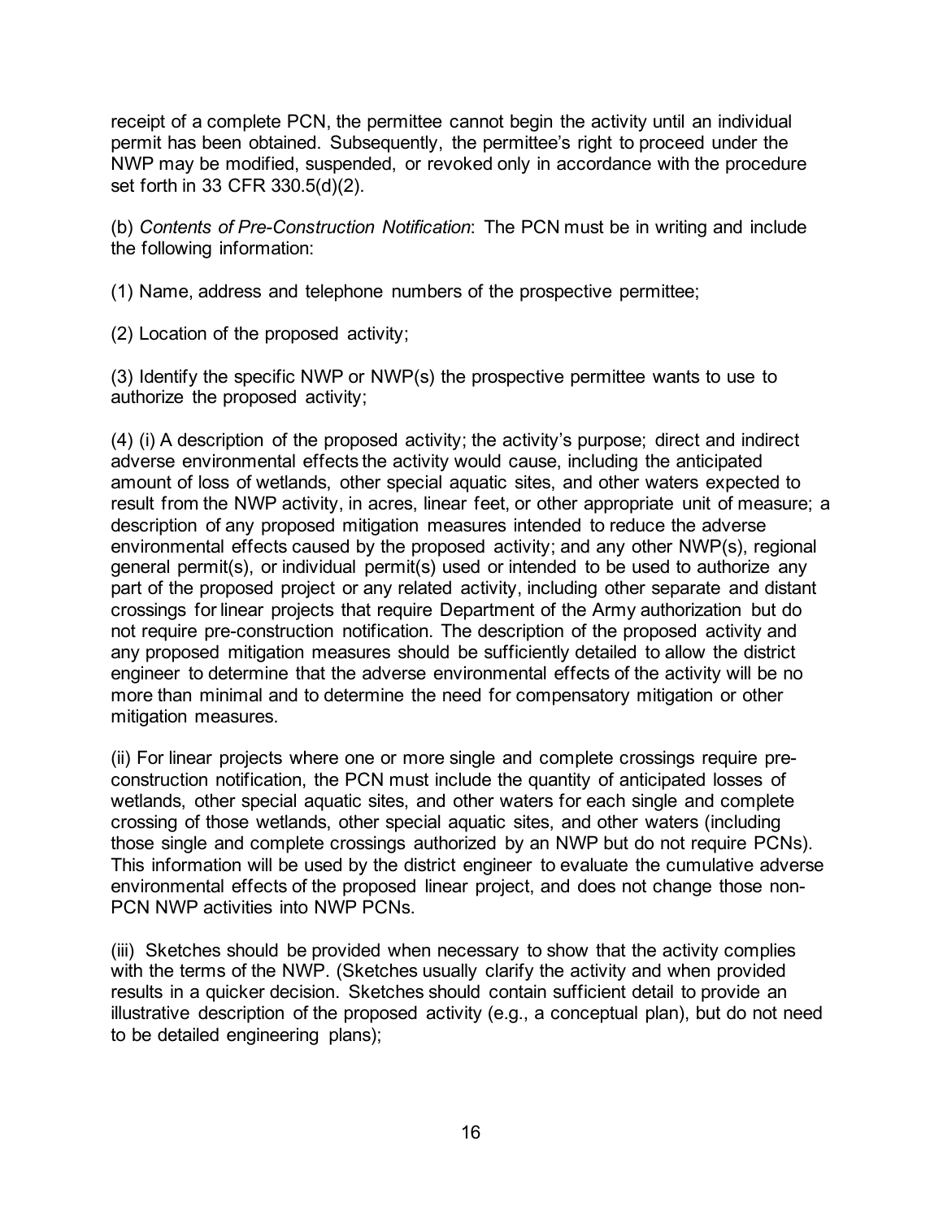receipt of a complete PCN, the permittee cannot begin the activity until an individual permit has been obtained. Subsequently, the permittee's right to proceed under the NWP may be modified, suspended, or revoked only in accordance with the procedure set forth in 33 CFR 330.5(d)(2).

(b) *Contents of Pre-Construction Notification*: The PCN must be in writing and include the following information:

(1) Name, address and telephone numbers of the prospective permittee;

(2) Location of the proposed activity;

(3) Identify the specific NWP or NWP(s) the prospective permittee wants to use to authorize the proposed activity;

(4) (i) A description of the proposed activity; the activity's purpose; direct and indirect adverse environmental effects the activity would cause, including the anticipated amount of loss of wetlands, other special aquatic sites, and other waters expected to result from the NWP activity, in acres, linear feet, or other appropriate unit of measure; a description of any proposed mitigation measures intended to reduce the adverse environmental effects caused by the proposed activity; and any other NWP(s), regional general permit(s), or individual permit(s) used or intended to be used to authorize any part of the proposed project or any related activity, including other separate and distant crossings for linear projects that require Department of the Army authorization but do not require pre-construction notification. The description of the proposed activity and any proposed mitigation measures should be sufficiently detailed to allow the district engineer to determine that the adverse environmental effects of the activity will be no more than minimal and to determine the need for compensatory mitigation or other mitigation measures.

(ii) For linear projects where one or more single and complete crossings require pre-construction notification, the PCN must include the quantity of anticipated losses of wetlands, other special aquatic sites, and other waters for each single and complete crossing of those wetlands, other special aquatic sites, and other waters (including those single and complete crossings authorized by an NWP but do not require PCNs). This information will be used by the district engineer to evaluate the cumulative adverse environmental effects of the proposed linear project, and does not change those non-PCN NWP activities into NWP PCNs.

(iii) Sketches should be provided when necessary to show that the activity complies with the terms of the NWP. (Sketches usually clarify the activity and when provided results in a quicker decision. Sketches should contain sufficient detail to provide an illustrative description of the proposed activity (e.g., a conceptual plan), but do not need to be detailed engineering plans);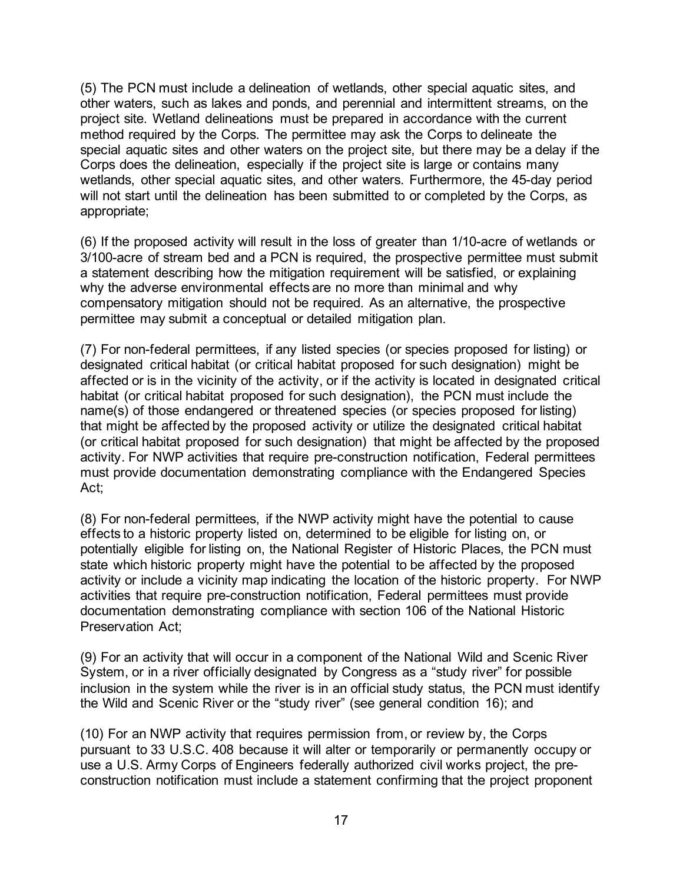(5) The PCN must include a delineation of wetlands, other special aquatic sites, and other waters, such as lakes and ponds, and perennial and intermittent streams, on the project site. Wetland delineations must be prepared in accordance with the current method required by the Corps. The permittee may ask the Corps to delineate the special aquatic sites and other waters on the project site, but there may be a delay if the Corps does the delineation, especially if the project site is large or contains many wetlands, other special aquatic sites, and other waters. Furthermore, the 45-day period will not start until the delineation has been submitted to or completed by the Corps, as appropriate;

(6) If the proposed activity will result in the loss of greater than 1/10-acre of wetlands or 3/100-acre of stream bed and a PCN is required, the prospective permittee must submit a statement describing how the mitigation requirement will be satisfied, or explaining why the adverse environmental effects are no more than minimal and why compensatory mitigation should not be required. As an alternative, the prospective permittee may submit a conceptual or detailed mitigation plan.

(7) For non-federal permittees, if any listed species (or species proposed for listing) or designated critical habitat (or critical habitat proposed for such designation) might be affected or is in the vicinity of the activity, or if the activity is located in designated critical habitat (or critical habitat proposed for such designation), the PCN must include the name(s) of those endangered or threatened species (or species proposed for listing) that might be affected by the proposed activity or utilize the designated critical habitat (or critical habitat proposed for such designation) that might be affected by the proposed activity. For NWP activities that require pre-construction notification, Federal permittees must provide documentation demonstrating compliance with the Endangered Species Act;

(8) For non-federal permittees, if the NWP activity might have the potential to cause effects to a historic property listed on, determined to be eligible for listing on, or potentially eligible for listing on, the National Register of Historic Places, the PCN must state which historic property might have the potential to be affected by the proposed activity or include a vicinity map indicating the location of the historic property. For NWP activities that require pre-construction notification, Federal permittees must provide documentation demonstrating compliance with section 106 of the National Historic Preservation Act;

(9) For an activity that will occur in a component of the National Wild and Scenic River System, or in a river officially designated by Congress as a "study river" for possible inclusion in the system while the river is in an official study status, the PCN must identify the Wild and Scenic River or the "study river" (see general condition 16); and

(10) For an NWP activity that requires permission from, or review by, the Corps pursuant to 33 U.S.C. 408 because it will alter or temporarily or permanently occupy or use a U.S. Army Corps of Engineers federally authorized civil works project, the pre-construction notification must include a statement confirming that the project proponent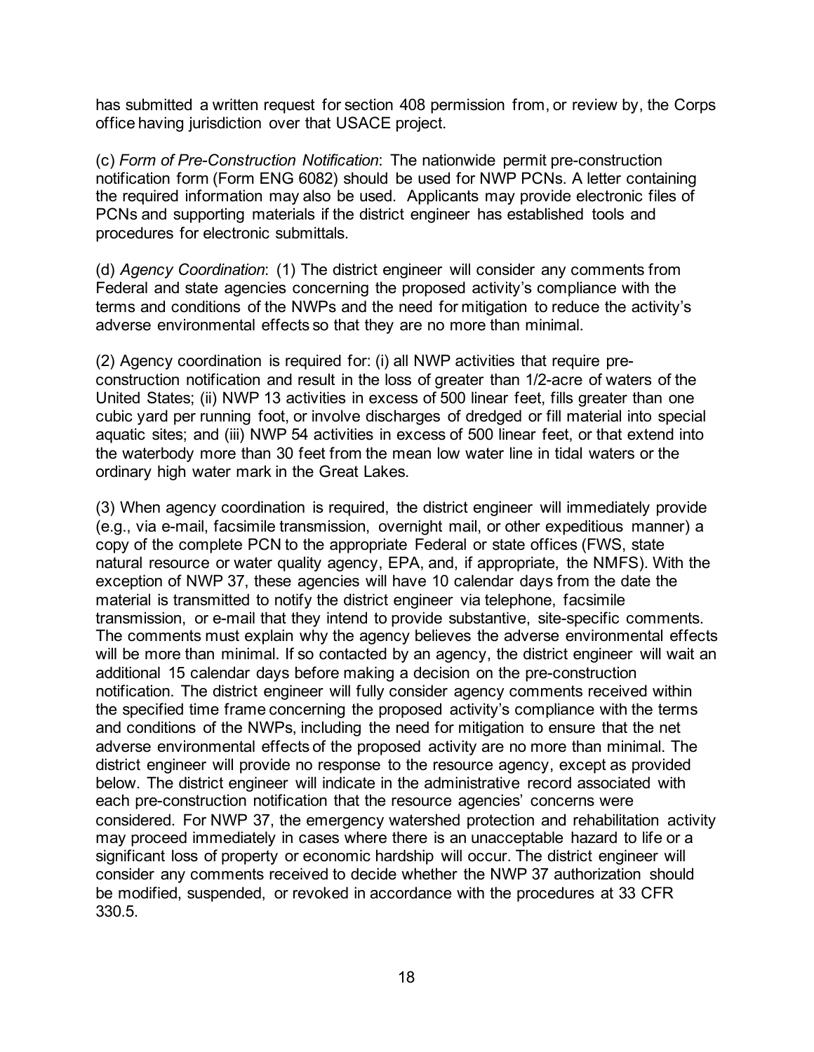has submitted a written request for section 408 permission from, or review by, the Corps office having jurisdiction over that USACE project.

(c) *Form of Pre-Construction Notification*: The nationwide permit pre-construction notification form (Form ENG 6082) should be used for NWP PCNs. A letter containing the required information may also be used. Applicants may provide electronic files of PCNs and supporting materials if the district engineer has established tools and procedures for electronic submittals.

(d) *Agency Coordination*: (1) The district engineer will consider any comments from Federal and state agencies concerning the proposed activity's compliance with the terms and conditions of the NWPs and the need for mitigation to reduce the activity's adverse environmental effects so that they are no more than minimal.

(2) Agency coordination is required for: (i) all NWP activities that require pre-construction notification and result in the loss of greater than 1/2-acre of waters of the United States; (ii) NWP 13 activities in excess of 500 linear feet, fills greater than one cubic yard per running foot, or involve discharges of dredged or fill material into special aquatic sites; and (iii) NWP 54 activities in excess of 500 linear feet, or that extend into the waterbody more than 30 feet from the mean low water line in tidal waters or the ordinary high water mark in the Great Lakes.

(3) When agency coordination is required, the district engineer will immediately provide (e.g., via e-mail, facsimile transmission, overnight mail, or other expeditious manner) a copy of the complete PCN to the appropriate Federal or state offices (FWS, state natural resource or water quality agency, EPA, and, if appropriate, the NMFS). With the exception of NWP 37, these agencies will have 10 calendar days from the date the material is transmitted to notify the district engineer via telephone, facsimile transmission, or e-mail that they intend to provide substantive, site-specific comments. The comments must explain why the agency believes the adverse environmental effects will be more than minimal. If so contacted by an agency, the district engineer will wait an additional 15 calendar days before making a decision on the pre-construction notification. The district engineer will fully consider agency comments received within the specified time frame concerning the proposed activity's compliance with the terms and conditions of the NWPs, including the need for mitigation to ensure that the net adverse environmental effects of the proposed activity are no more than minimal. The district engineer will provide no response to the resource agency, except as provided below. The district engineer will indicate in the administrative record associated with each pre-construction notification that the resource agencies' concerns were considered. For NWP 37, the emergency watershed protection and rehabilitation activity may proceed immediately in cases where there is an unacceptable hazard to life or a significant loss of property or economic hardship will occur. The district engineer will consider any comments received to decide whether the NWP 37 authorization should be modified, suspended, or revoked in accordance with the procedures at 33 CFR 330.5.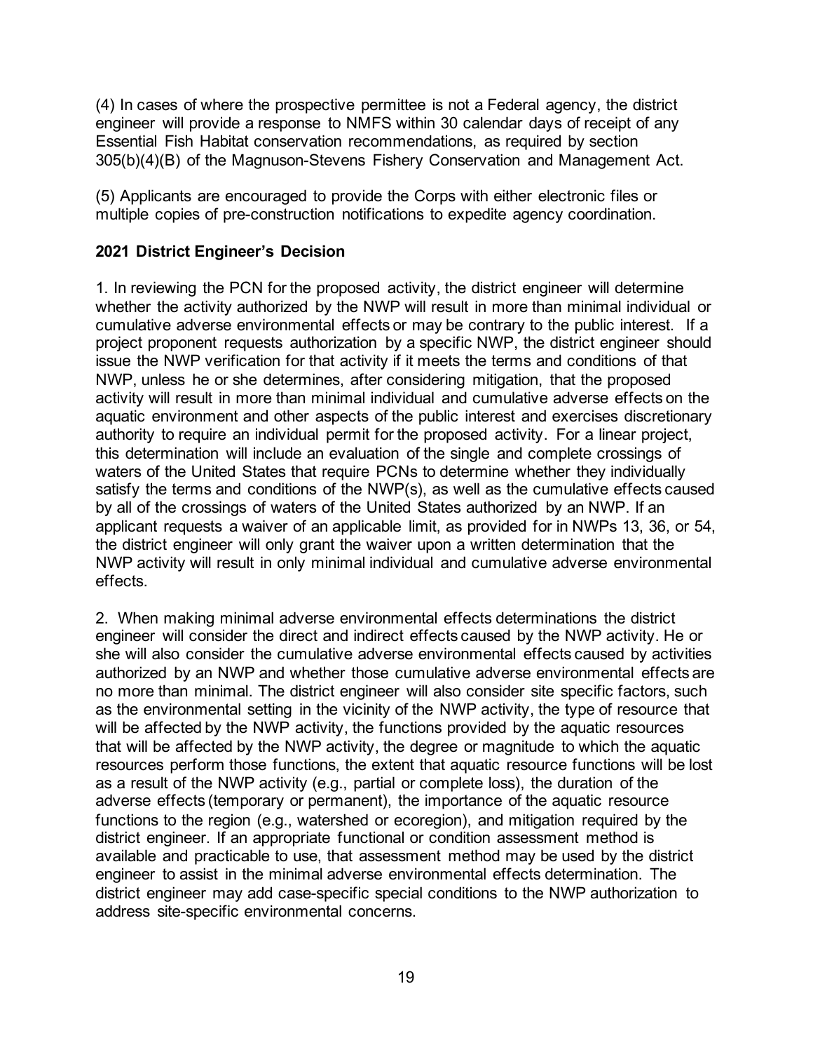(4) In cases of where the prospective permittee is not a Federal agency, the district engineer will provide a response to NMFS within 30 calendar days of receipt of any Essential Fish Habitat conservation recommendations, as required by section 305(b)(4)(B) of the Magnuson-Stevens Fishery Conservation and Management Act.

(5) Applicants are encouraged to provide the Corps with either electronic files or multiple copies of pre-construction notifications to expedite agency coordination.

**2021 District Engineer's Decision**

1. In reviewing the PCN for the proposed activity, the district engineer will determine whether the activity authorized by the NWP will result in more than minimal individual or cumulative adverse environmental effects or may be contrary to the public interest. If a project proponent requests authorization by a specific NWP, the district engineer should issue the NWP verification for that activity if it meets the terms and conditions of that NWP, unless he or she determines, after considering mitigation, that the proposed activity will result in more than minimal individual and cumulative adverse effects on the aquatic environment and other aspects of the public interest and exercises discretionary authority to require an individual permit for the proposed activity. For a linear project, this determination will include an evaluation of the single and complete crossings of waters of the United States that require PCNs to determine whether they individually satisfy the terms and conditions of the NWP(s), as well as the cumulative effects caused by all of the crossings of waters of the United States authorized by an NWP. If an applicant requests a waiver of an applicable limit, as provided for in NWPs 13, 36, or 54, the district engineer will only grant the waiver upon a written determination that the NWP activity will result in only minimal individual and cumulative adverse environmental effects.

2. When making minimal adverse environmental effects determinations the district engineer will consider the direct and indirect effects caused by the NWP activity. He or she will also consider the cumulative adverse environmental effects caused by activities authorized by an NWP and whether those cumulative adverse environmental effects are no more than minimal. The district engineer will also consider site specific factors, such as the environmental setting in the vicinity of the NWP activity, the type of resource that will be affected by the NWP activity, the functions provided by the aquatic resources that will be affected by the NWP activity, the degree or magnitude to which the aquatic resources perform those functions, the extent that aquatic resource functions will be lost as a result of the NWP activity (e.g., partial or complete loss), the duration of the adverse effects (temporary or permanent), the importance of the aquatic resource functions to the region (e.g., watershed or ecoregion), and mitigation required by the district engineer. If an appropriate functional or condition assessment method is available and practicable to use, that assessment method may be used by the district engineer to assist in the minimal adverse environmental effects determination. The district engineer may add case-specific special conditions to the NWP authorization to address site-specific environmental concerns.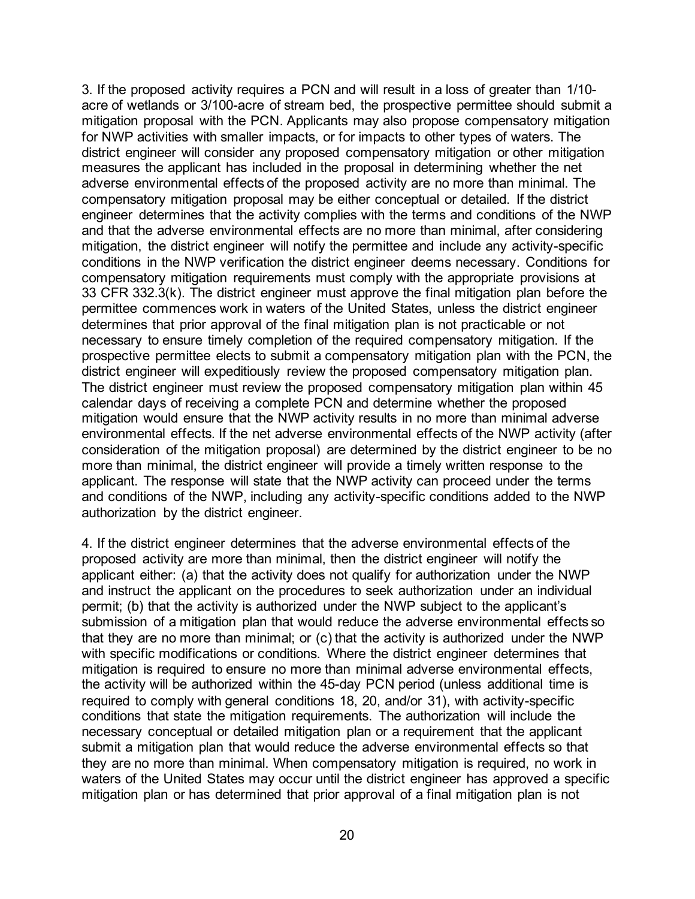3. If the proposed activity requires a PCN and will result in a loss of greater than 1/10-acre of wetlands or 3/100-acre of stream bed, the prospective permittee should submit a mitigation proposal with the PCN. Applicants may also propose compensatory mitigation for NWP activities with smaller impacts, or for impacts to other types of waters. The district engineer will consider any proposed compensatory mitigation or other mitigation measures the applicant has included in the proposal in determining whether the net adverse environmental effects of the proposed activity are no more than minimal. The compensatory mitigation proposal may be either conceptual or detailed. If the district engineer determines that the activity complies with the terms and conditions of the NWP and that the adverse environmental effects are no more than minimal, after considering mitigation, the district engineer will notify the permittee and include any activity-specific conditions in the NWP verification the district engineer deems necessary. Conditions for compensatory mitigation requirements must comply with the appropriate provisions at 33 CFR 332.3(k). The district engineer must approve the final mitigation plan before the permittee commences work in waters of the United States, unless the district engineer determines that prior approval of the final mitigation plan is not practicable or not necessary to ensure timely completion of the required compensatory mitigation. If the prospective permittee elects to submit a compensatory mitigation plan with the PCN, the district engineer will expeditiously review the proposed compensatory mitigation plan. The district engineer must review the proposed compensatory mitigation plan within 45 calendar days of receiving a complete PCN and determine whether the proposed mitigation would ensure that the NWP activity results in no more than minimal adverse environmental effects. If the net adverse environmental effects of the NWP activity (after consideration of the mitigation proposal) are determined by the district engineer to be no more than minimal, the district engineer will provide a timely written response to the applicant. The response will state that the NWP activity can proceed under the terms and conditions of the NWP, including any activity-specific conditions added to the NWP authorization by the district engineer.

4. If the district engineer determines that the adverse environmental effects of the proposed activity are more than minimal, then the district engineer will notify the applicant either: (a) that the activity does not qualify for authorization under the NWP and instruct the applicant on the procedures to seek authorization under an individual permit; (b) that the activity is authorized under the NWP subject to the applicant's submission of a mitigation plan that would reduce the adverse environmental effects so that they are no more than minimal; or (c) that the activity is authorized under the NWP with specific modifications or conditions. Where the district engineer determines that mitigation is required to ensure no more than minimal adverse environmental effects, the activity will be authorized within the 45-day PCN period (unless additional time is required to comply with general conditions 18, 20, and/or 31), with activity-specific conditions that state the mitigation requirements. The authorization will include the necessary conceptual or detailed mitigation plan or a requirement that the applicant submit a mitigation plan that would reduce the adverse environmental effects so that they are no more than minimal. When compensatory mitigation is required, no work in waters of the United States may occur until the district engineer has approved a specific mitigation plan or has determined that prior approval of a final mitigation plan is not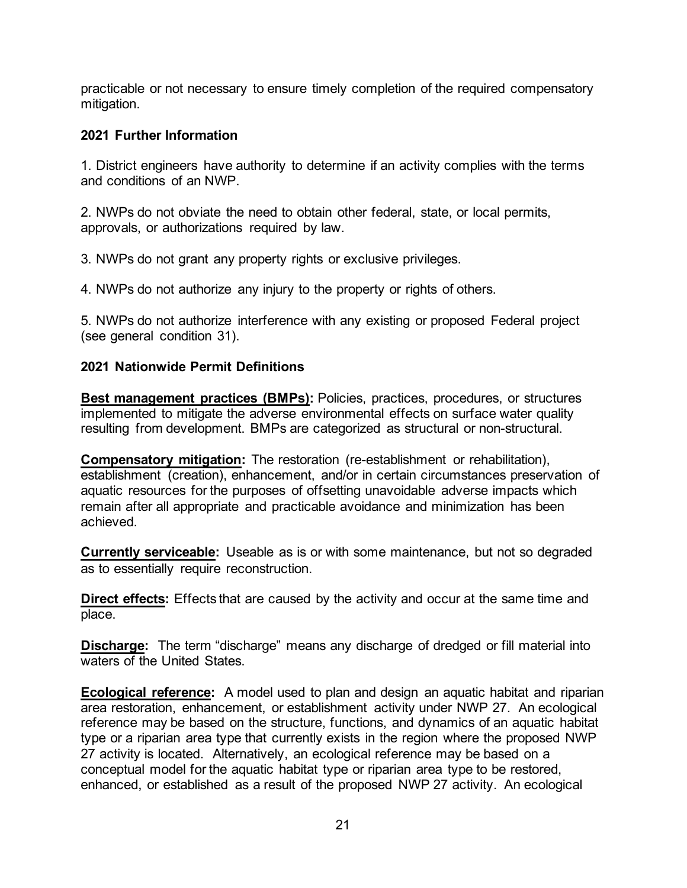practicable or not necessary to ensure timely completion of the required compensatory mitigation.

**2021 Further Information**

1. District engineers have authority to determine if an activity complies with the terms and conditions of an NWP.

2. NWPs do not obviate the need to obtain other federal, state, or local permits, approvals, or authorizations required by law.

3. NWPs do not grant any property rights or exclusive privileges.

4. NWPs do not authorize any injury to the property or rights of others.

5. NWPs do not authorize interference with any existing or proposed Federal project (see general condition 31).

**2021 Nationwide Permit Definitions**

**Best management practices (BMPs):** Policies, practices, procedures, or structures implemented to mitigate the adverse environmental effects on surface water quality resulting from development. BMPs are categorized as structural or non-structural.

**Compensatory mitigation:** The restoration (re-establishment or rehabilitation), establishment (creation), enhancement, and/or in certain circumstances preservation of aquatic resources for the purposes of offsetting unavoidable adverse impacts which remain after all appropriate and practicable avoidance and minimization has been achieved.

**Currently serviceable:** Useable as is or with some maintenance, but not so degraded as to essentially require reconstruction.

**Direct effects:** Effects that are caused by the activity and occur at the same time and place.

**Discharge:** The term "discharge" means any discharge of dredged or fill material into waters of the United States.

**Ecological reference:** A model used to plan and design an aquatic habitat and riparian area restoration, enhancement, or establishment activity under NWP 27. An ecological reference may be based on the structure, functions, and dynamics of an aquatic habitat type or a riparian area type that currently exists in the region where the proposed NWP 27 activity is located. Alternatively, an ecological reference may be based on a conceptual model for the aquatic habitat type or riparian area type to be restored, enhanced, or established as a result of the proposed NWP 27 activity. An ecological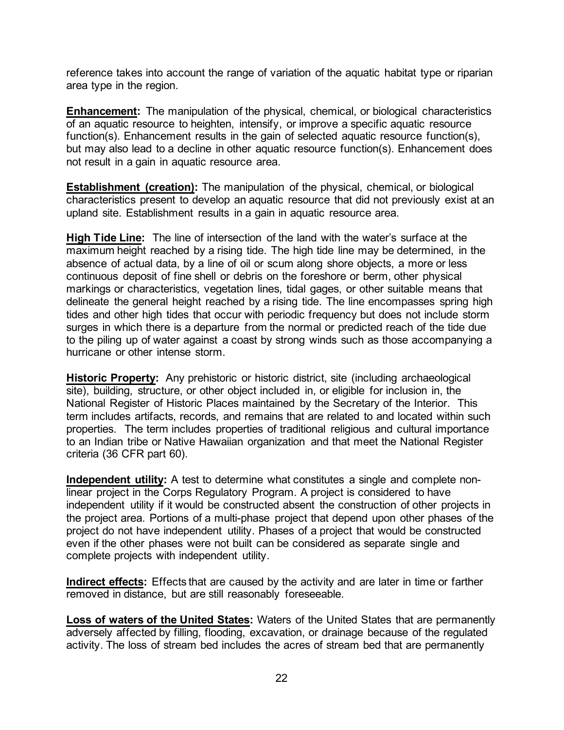reference takes into account the range of variation of the aquatic habitat type or riparian area type in the region.

**Enhancement:** The manipulation of the physical, chemical, or biological characteristics of an aquatic resource to heighten, intensify, or improve a specific aquatic resource function(s). Enhancement results in the gain of selected aquatic resource function(s), but may also lead to a decline in other aquatic resource function(s). Enhancement does not result in a gain in aquatic resource area.

**Establishment (creation):** The manipulation of the physical, chemical, or biological characteristics present to develop an aquatic resource that did not previously exist at an upland site. Establishment results in a gain in aquatic resource area.

**High Tide Line:** The line of intersection of the land with the water's surface at the maximum height reached by a rising tide. The high tide line may be determined, in the absence of actual data, by a line of oil or scum along shore objects, a more or less continuous deposit of fine shell or debris on the foreshore or berm, other physical markings or characteristics, vegetation lines, tidal gages, or other suitable means that delineate the general height reached by a rising tide. The line encompasses spring high tides and other high tides that occur with periodic frequency but does not include storm surges in which there is a departure from the normal or predicted reach of the tide due to the piling up of water against a coast by strong winds such as those accompanying a hurricane or other intense storm.

**Historic Property:** Any prehistoric or historic district, site (including archaeological site), building, structure, or other object included in, or eligible for inclusion in, the National Register of Historic Places maintained by the Secretary of the Interior. This term includes artifacts, records, and remains that are related to and located within such properties. The term includes properties of traditional religious and cultural importance to an Indian tribe or Native Hawaiian organization and that meet the National Register criteria (36 CFR part 60).

**Independent utility:** A test to determine what constitutes a single and complete non-linear project in the Corps Regulatory Program. A project is considered to have independent utility if it would be constructed absent the construction of other projects in the project area. Portions of a multi-phase project that depend upon other phases of the project do not have independent utility. Phases of a project that would be constructed even if the other phases were not built can be considered as separate single and complete projects with independent utility.

**Indirect effects:** Effects that are caused by the activity and are later in time or farther removed in distance, but are still reasonably foreseeable.

**Loss of waters of the United States:** Waters of the United States that are permanently adversely affected by filling, flooding, excavation, or drainage because of the regulated activity. The loss of stream bed includes the acres of stream bed that are permanently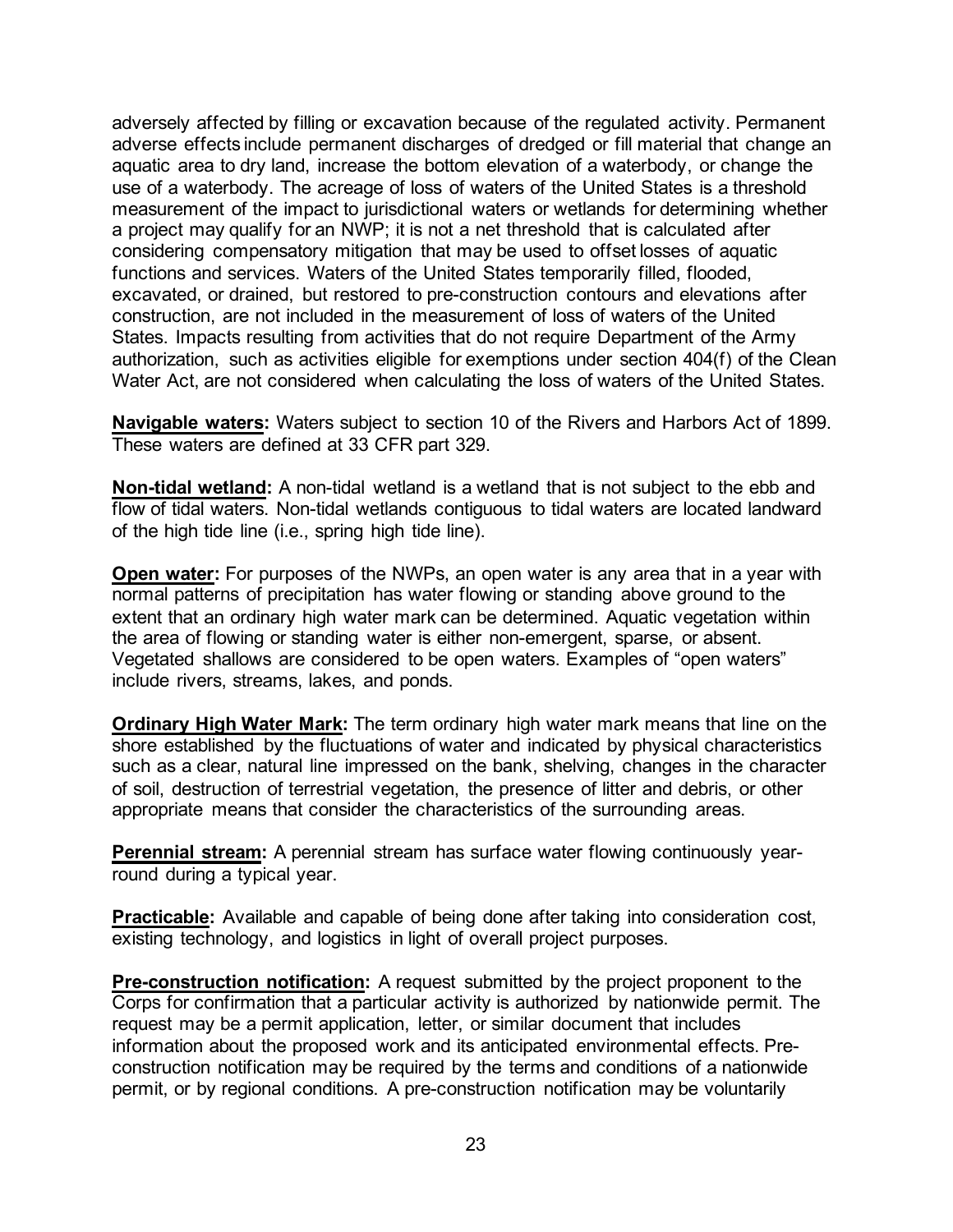adversely affected by filling or excavation because of the regulated activity. Permanent adverse effects include permanent discharges of dredged or fill material that change an aquatic area to dry land, increase the bottom elevation of a waterbody, or change the use of a waterbody. The acreage of loss of waters of the United States is a threshold measurement of the impact to jurisdictional waters or wetlands for determining whether a project may qualify for an NWP; it is not a net threshold that is calculated after considering compensatory mitigation that may be used to offset losses of aquatic functions and services. Waters of the United States temporarily filled, flooded, excavated, or drained, but restored to pre-construction contours and elevations after construction, are not included in the measurement of loss of waters of the United States. Impacts resulting from activities that do not require Department of the Army authorization, such as activities eligible for exemptions under section 404(f) of the Clean Water Act, are not considered when calculating the loss of waters of the United States.

**Navigable waters:** Waters subject to section 10 of the Rivers and Harbors Act of 1899. These waters are defined at 33 CFR part 329.

**Non-tidal wetland:** A non-tidal wetland is a wetland that is not subject to the ebb and flow of tidal waters. Non-tidal wetlands contiguous to tidal waters are located landward of the high tide line (i.e., spring high tide line).

**Open water:** For purposes of the NWPs, an open water is any area that in a year with normal patterns of precipitation has water flowing or standing above ground to the extent that an ordinary high water mark can be determined. Aquatic vegetation within the area of flowing or standing water is either non-emergent, sparse, or absent. Vegetated shallows are considered to be open waters. Examples of "open waters" include rivers, streams, lakes, and ponds.

**Ordinary High Water Mark:** The term ordinary high water mark means that line on the shore established by the fluctuations of water and indicated by physical characteristics such as a clear, natural line impressed on the bank, shelving, changes in the character of soil, destruction of terrestrial vegetation, the presence of litter and debris, or other appropriate means that consider the characteristics of the surrounding areas.

**Perennial stream:** A perennial stream has surface water flowing continuously year-round during a typical year.

**Practicable:** Available and capable of being done after taking into consideration cost, existing technology, and logistics in light of overall project purposes.

**Pre-construction notification:** A request submitted by the project proponent to the Corps for confirmation that a particular activity is authorized by nationwide permit. The request may be a permit application, letter, or similar document that includes information about the proposed work and its anticipated environmental effects. Pre-construction notification may be required by the terms and conditions of a nationwide permit, or by regional conditions. A pre-construction notification may be voluntarily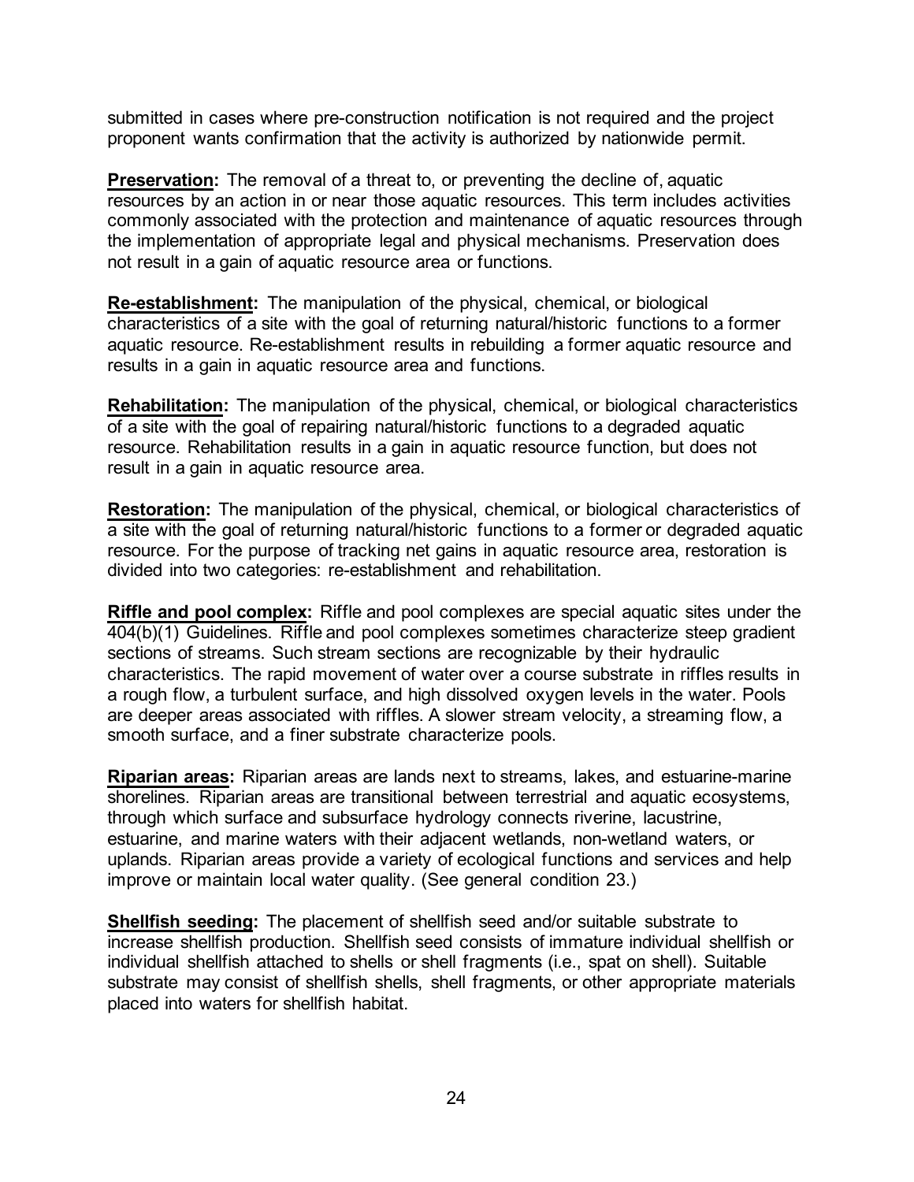submitted in cases where pre-construction notification is not required and the project proponent wants confirmation that the activity is authorized by nationwide permit.

**Preservation:** The removal of a threat to, or preventing the decline of, aquatic resources by an action in or near those aquatic resources. This term includes activities commonly associated with the protection and maintenance of aquatic resources through the implementation of appropriate legal and physical mechanisms. Preservation does not result in a gain of aquatic resource area or functions.

**Re-establishment:** The manipulation of the physical, chemical, or biological characteristics of a site with the goal of returning natural/historic functions to a former aquatic resource. Re-establishment results in rebuilding a former aquatic resource and results in a gain in aquatic resource area and functions.

**Rehabilitation:** The manipulation of the physical, chemical, or biological characteristics of a site with the goal of repairing natural/historic functions to a degraded aquatic resource. Rehabilitation results in a gain in aquatic resource function, but does not result in a gain in aquatic resource area.

**Restoration:** The manipulation of the physical, chemical, or biological characteristics of a site with the goal of returning natural/historic functions to a former or degraded aquatic resource. For the purpose of tracking net gains in aquatic resource area, restoration is divided into two categories: re-establishment and rehabilitation.

**Riffle and pool complex:** Riffle and pool complexes are special aquatic sites under the 404(b)(1) Guidelines. Riffle and pool complexes sometimes characterize steep gradient sections of streams. Such stream sections are recognizable by their hydraulic characteristics. The rapid movement of water over a course substrate in riffles results in a rough flow, a turbulent surface, and high dissolved oxygen levels in the water. Pools are deeper areas associated with riffles. A slower stream velocity, a streaming flow, a smooth surface, and a finer substrate characterize pools.

**Riparian areas:** Riparian areas are lands next to streams, lakes, and estuarine-marine shorelines. Riparian areas are transitional between terrestrial and aquatic ecosystems, through which surface and subsurface hydrology connects riverine, lacustrine, estuarine, and marine waters with their adjacent wetlands, non-wetland waters, or uplands. Riparian areas provide a variety of ecological functions and services and help improve or maintain local water quality. (See general condition 23.)

**Shellfish seeding:** The placement of shellfish seed and/or suitable substrate to increase shellfish production. Shellfish seed consists of immature individual shellfish or individual shellfish attached to shells or shell fragments (i.e., spat on shell). Suitable substrate may consist of shellfish shells, shell fragments, or other appropriate materials placed into waters for shellfish habitat.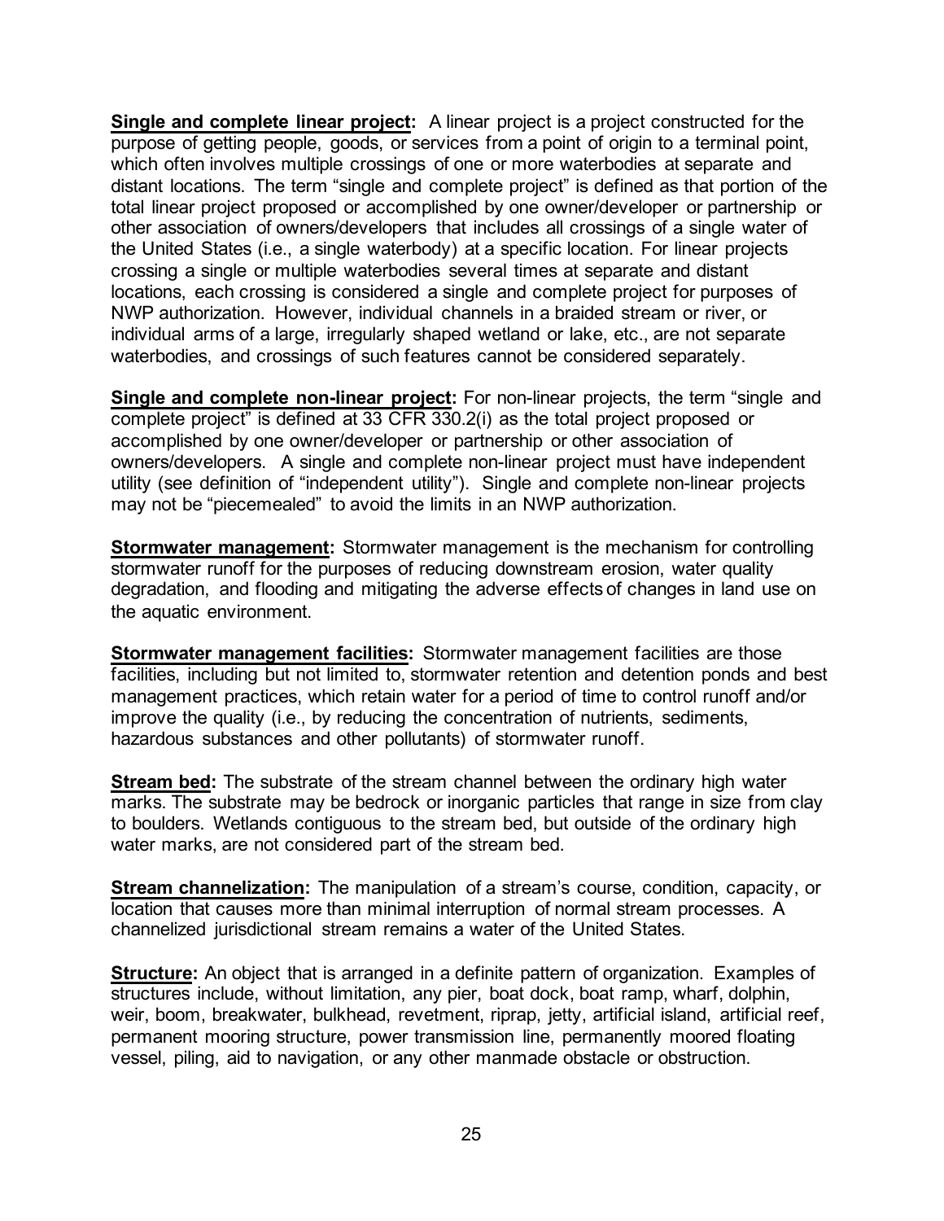**Single and complete linear project:** A linear project is a project constructed for the purpose of getting people, goods, or services from a point of origin to a terminal point, which often involves multiple crossings of one or more waterbodies at separate and distant locations. The term "single and complete project" is defined as that portion of the total linear project proposed or accomplished by one owner/developer or partnership or other association of owners/developers that includes all crossings of a single water of the United States (i.e., a single waterbody) at a specific location. For linear projects crossing a single or multiple waterbodies several times at separate and distant locations, each crossing is considered a single and complete project for purposes of NWP authorization. However, individual channels in a braided stream or river, or individual arms of a large, irregularly shaped wetland or lake, etc., are not separate waterbodies, and crossings of such features cannot be considered separately.

**Single and complete non-linear project:** For non-linear projects, the term "single and complete project" is defined at 33 CFR 330.2(i) as the total project proposed or accomplished by one owner/developer or partnership or other association of owners/developers. A single and complete non-linear project must have independent utility (see definition of "independent utility"). Single and complete non-linear projects may not be "piecemealed" to avoid the limits in an NWP authorization.

**Stormwater management:** Stormwater management is the mechanism for controlling stormwater runoff for the purposes of reducing downstream erosion, water quality degradation, and flooding and mitigating the adverse effects of changes in land use on the aquatic environment.

**Stormwater management facilities:** Stormwater management facilities are those facilities, including but not limited to, stormwater retention and detention ponds and best management practices, which retain water for a period of time to control runoff and/or improve the quality (i.e., by reducing the concentration of nutrients, sediments, hazardous substances and other pollutants) of stormwater runoff.

**Stream bed:** The substrate of the stream channel between the ordinary high water marks. The substrate may be bedrock or inorganic particles that range in size from clay to boulders. Wetlands contiguous to the stream bed, but outside of the ordinary high water marks, are not considered part of the stream bed.

**Stream channelization:** The manipulation of a stream's course, condition, capacity, or location that causes more than minimal interruption of normal stream processes. A channelized jurisdictional stream remains a water of the United States.

**Structure:** An object that is arranged in a definite pattern of organization. Examples of structures include, without limitation, any pier, boat dock, boat ramp, wharf, dolphin, weir, boom, breakwater, bulkhead, revetment, riprap, jetty, artificial island, artificial reef, permanent mooring structure, power transmission line, permanently moored floating vessel, piling, aid to navigation, or any other manmade obstacle or obstruction.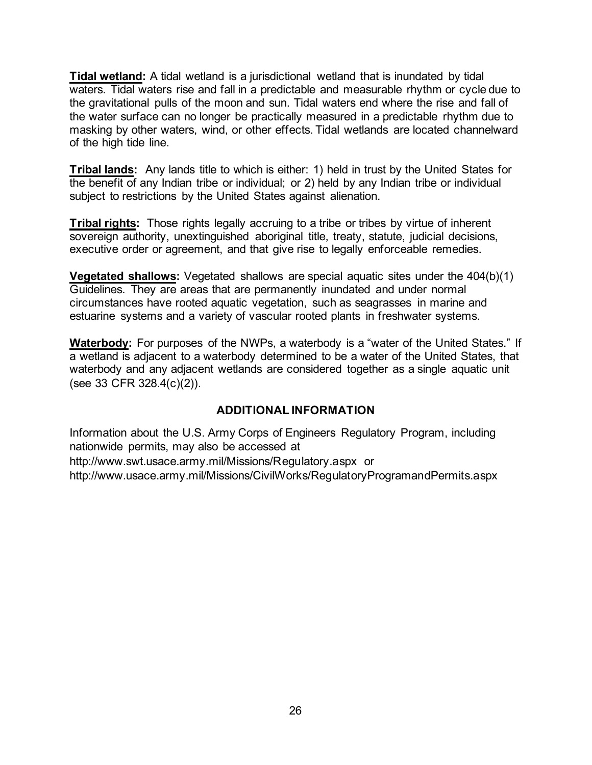**Tidal wetland:** A tidal wetland is a jurisdictional wetland that is inundated by tidal waters. Tidal waters rise and fall in a predictable and measurable rhythm or cycle due to the gravitational pulls of the moon and sun. Tidal waters end where the rise and fall of the water surface can no longer be practically measured in a predictable rhythm due to masking by other waters, wind, or other effects. Tidal wetlands are located channelward of the high tide line.

**Tribal lands:** Any lands title to which is either: 1) held in trust by the United States for the benefit of any Indian tribe or individual; or 2) held by any Indian tribe or individual subject to restrictions by the United States against alienation.

**Tribal rights:** Those rights legally accruing to a tribe or tribes by virtue of inherent sovereign authority, unextinguished aboriginal title, treaty, statute, judicial decisions, executive order or agreement, and that give rise to legally enforceable remedies.

**Vegetated shallows:** Vegetated shallows are special aquatic sites under the 404(b)(1) Guidelines. They are areas that are permanently inundated and under normal circumstances have rooted aquatic vegetation, such as seagrasses in marine and estuarine systems and a variety of vascular rooted plants in freshwater systems.

**Waterbody:** For purposes of the NWPs, a waterbody is a "water of the United States." If a wetland is adjacent to a waterbody determined to be a water of the United States, that waterbody and any adjacent wetlands are considered together as a single aquatic unit (see 33 CFR 328.4(c)(2)).

## ADDITIONAL INFORMATION

Information about the U.S. Army Corps of Engineers Regulatory Program, including nationwide permits, may also be accessed at
http://www.swt.usace.army.mil/Missions/Regulatory.aspx or
http://www.usace.army.mil/Missions/CivilWorks/RegulatoryProgramandPermits.aspx